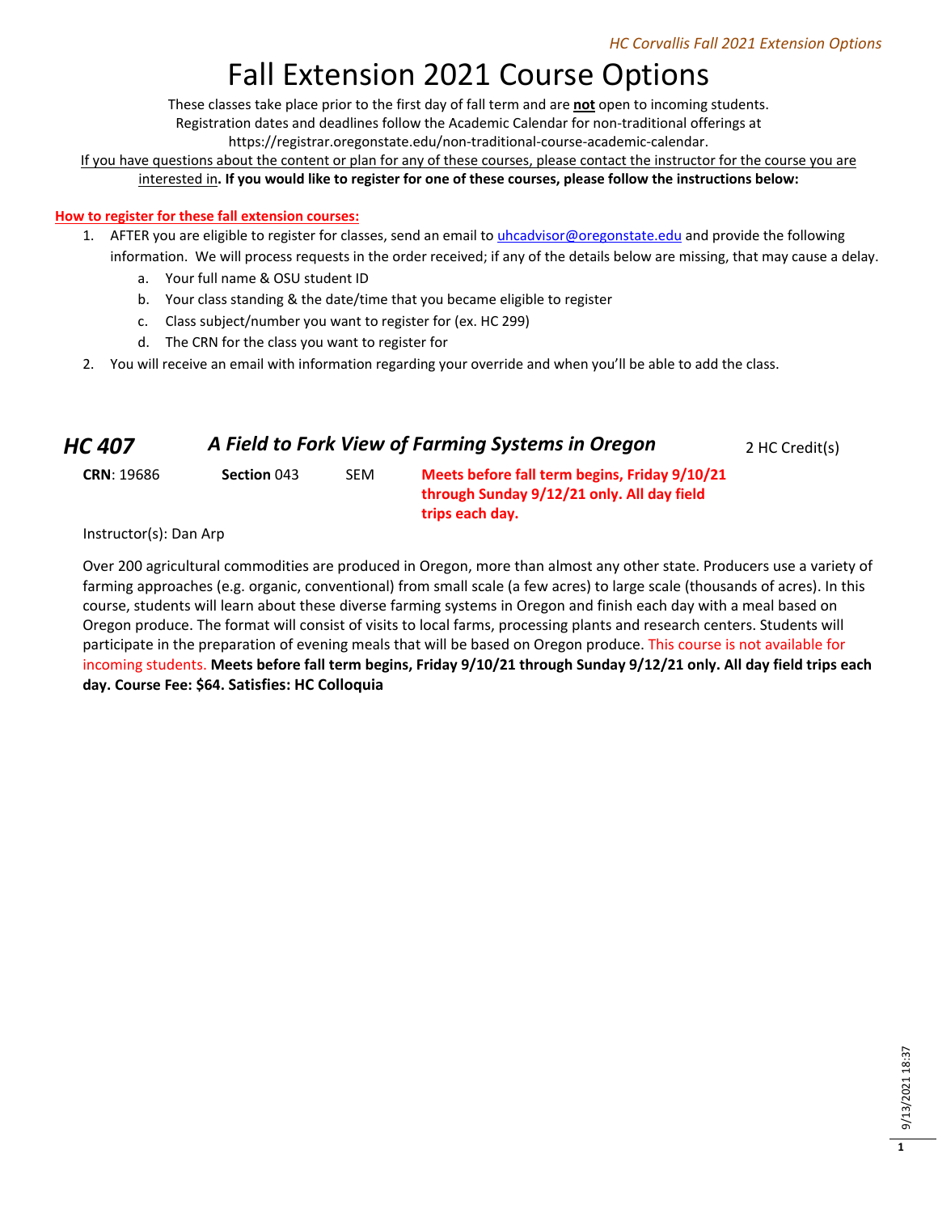# Fall Extension 2021 Course Options

These classes take place prior to the first day of fall term and are **not** open to incoming students.
Registration dates and deadlines follow the Academic Calendar for non-traditional offerings at
https://registrar.oregonstate.edu/non-traditional-course-academic-calendar.
If you have questions about the content or plan for any of these courses, please contact the instructor for the course you are interested in**. If you would like to register for one of these courses, please follow the instructions below:**

**How to register for these fall extension courses:**

1. AFTER you are eligible to register for classes, send an email to uhcadvisor@oregonstate.edu and provide the following information. We will process requests in the order received; if any of the details below are missing, that may cause a delay.
   a. Your full name & OSU student ID
   b. Your class standing & the date/time that you became eligible to register
   c. Class subject/number you want to register for (ex. HC 299)
   d. The CRN for the class you want to register for
2. You will receive an email with information regarding your override and when you'll be able to add the class.

## *HC 407* — *A Field to Fork View of Farming Systems in Oregon* — 2 HC Credit(s)

**CRN**: 19686 **Section** 043 SEM **Meets before fall term begins, Friday 9/10/21 through Sunday 9/12/21 only. All day field trips each day.**

Instructor(s): Dan Arp

Over 200 agricultural commodities are produced in Oregon, more than almost any other state. Producers use a variety of farming approaches (e.g. organic, conventional) from small scale (a few acres) to large scale (thousands of acres). In this course, students will learn about these diverse farming systems in Oregon and finish each day with a meal based on Oregon produce. The format will consist of visits to local farms, processing plants and research centers. Students will participate in the preparation of evening meals that will be based on Oregon produce. This course is not available for incoming students. **Meets before fall term begins, Friday 9/10/21 through Sunday 9/12/21 only. All day field trips each day. Course Fee: $64. Satisfies: HC Colloquia**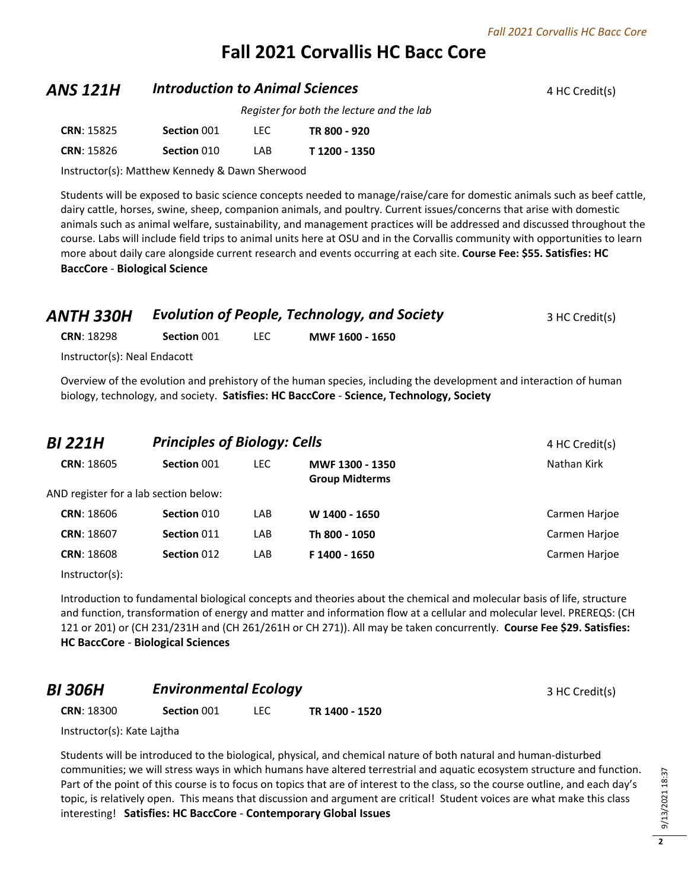# Fall 2021 Corvallis HC Bacc Core

## *ANS 121H* *Introduction to Animal Sciences*

4 HC Credit(s)

*Register for both the lecture and the lab*

| | | | |
|---|---|---|---|
| **CRN**: 15825 | **Section** 001 | LEC | **TR 800 - 920** |
| **CRN**: 15826 | **Section** 010 | LAB | **T 1200 - 1350** |

Instructor(s): Matthew Kennedy & Dawn Sherwood

Students will be exposed to basic science concepts needed to manage/raise/care for domestic animals such as beef cattle, dairy cattle, horses, swine, sheep, companion animals, and poultry. Current issues/concerns that arise with domestic animals such as animal welfare, sustainability, and management practices will be addressed and discussed throughout the course. Labs will include field trips to animal units here at OSU and in the Corvallis community with opportunities to learn more about daily care alongside current research and events occurring at each site. **Course Fee: $55. Satisfies: HC BaccCore** - **Biological Science**

## *ANTH 330H* *Evolution of People, Technology, and Society*

3 HC Credit(s)

| | | | |
|---|---|---|---|
| **CRN**: 18298 | **Section** 001 | LEC | **MWF 1600 - 1650** |

Instructor(s): Neal Endacott

Overview of the evolution and prehistory of the human species, including the development and interaction of human biology, technology, and society. **Satisfies: HC BaccCore** - **Science, Technology, Society**

## *BI 221H* *Principles of Biology: Cells*

4 HC Credit(s)

| | | | | |
|---|---|---|---|---|
| **CRN**: 18605 | **Section** 001 | LEC | **MWF 1300 - 1350** **Group Midterms** | Nathan Kirk |

AND register for a lab section below:

| | | | | |
|---|---|---|---|---|
| **CRN**: 18606 | **Section** 010 | LAB | **W 1400 - 1650** | Carmen Harjoe |
| **CRN**: 18607 | **Section** 011 | LAB | **Th 800 - 1050** | Carmen Harjoe |
| **CRN**: 18608 | **Section** 012 | LAB | **F 1400 - 1650** | Carmen Harjoe |

Instructor(s):

Introduction to fundamental biological concepts and theories about the chemical and molecular basis of life, structure and function, transformation of energy and matter and information flow at a cellular and molecular level. PREREQS: (CH 121 or 201) or (CH 231/231H and (CH 261/261H or CH 271)). All may be taken concurrently. **Course Fee $29. Satisfies: HC BaccCore** - **Biological Sciences**

## *BI 306H* *Environmental Ecology*

3 HC Credit(s)

| | | | |
|---|---|---|---|
| **CRN**: 18300 | **Section** 001 | LEC | **TR 1400 - 1520** |

Instructor(s): Kate Lajtha

Students will be introduced to the biological, physical, and chemical nature of both natural and human-disturbed communities; we will stress ways in which humans have altered terrestrial and aquatic ecosystem structure and function. Part of the point of this course is to focus on topics that are of interest to the class, so the course outline, and each day's topic, is relatively open. This means that discussion and argument are critical! Student voices are what make this class interesting! **Satisfies: HC BaccCore** - **Contemporary Global Issues**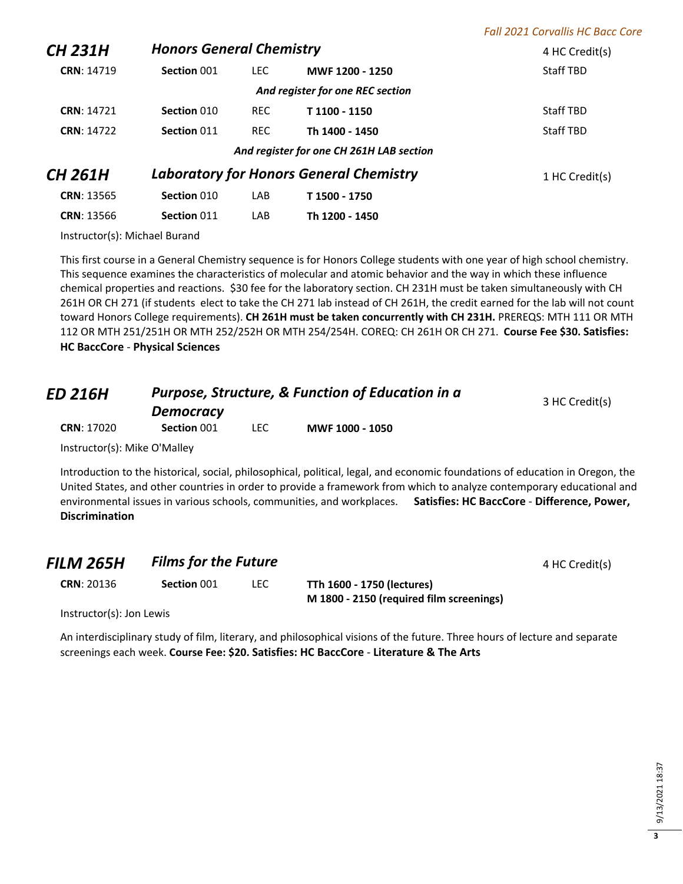## CH 231H — Honors General Chemistry

4 HC Credit(s)

| CRN | Section | Type | Time | Instructor |
|---|---|---|---|---|
| **CRN**: 14719 | **Section** 001 | LEC | **MWF 1200 - 1250** | Staff TBD |
| | | | ***And register for one REC section*** | |
| **CRN**: 14721 | **Section** 010 | REC | **T 1100 - 1150** | Staff TBD |
| **CRN**: 14722 | **Section** 011 | REC | **Th 1400 - 1450** | Staff TBD |
| | | | ***And register for one CH 261H LAB section*** | |

## CH 261H — Laboratory for Honors General Chemistry

1 HC Credit(s)

| CRN | Section | Type | Time |
|---|---|---|---|
| **CRN**: 13565 | **Section** 010 | LAB | **T 1500 - 1750** |
| **CRN**: 13566 | **Section** 011 | LAB | **Th 1200 - 1450** |

Instructor(s): Michael Burand

This first course in a General Chemistry sequence is for Honors College students with one year of high school chemistry. This sequence examines the characteristics of molecular and atomic behavior and the way in which these influence chemical properties and reactions. $30 fee for the laboratory section. CH 231H must be taken simultaneously with CH 261H OR CH 271 (if students elect to take the CH 271 lab instead of CH 261H, the credit earned for the lab will not count toward Honors College requirements). **CH 261H must be taken concurrently with CH 231H.** PREREQS: MTH 111 OR MTH 112 OR MTH 251/251H OR MTH 252/252H OR MTH 254/254H. COREQ: CH 261H OR CH 271. **Course Fee $30. Satisfies: HC BaccCore** - **Physical Sciences**

## ED 216H — Purpose, Structure, & Function of Education in a Democracy

3 HC Credit(s)

| CRN | Section | Type | Time |
|---|---|---|---|
| **CRN**: 17020 | **Section** 001 | LEC | **MWF 1000 - 1050** |

Instructor(s): Mike O'Malley

Introduction to the historical, social, philosophical, political, legal, and economic foundations of education in Oregon, the United States, and other countries in order to provide a framework from which to analyze contemporary educational and environmental issues in various schools, communities, and workplaces. **Satisfies: HC BaccCore** - **Difference, Power, Discrimination**

## FILM 265H — Films for the Future

4 HC Credit(s)

| CRN | Section | Type | Time |
|---|---|---|---|
| **CRN**: 20136 | **Section** 001 | LEC | **TTh 1600 - 1750 (lectures)**<br>**M 1800 - 2150 (required film screenings)** |

Instructor(s): Jon Lewis

An interdisciplinary study of film, literary, and philosophical visions of the future. Three hours of lecture and separate screenings each week. **Course Fee: $20. Satisfies: HC BaccCore** - **Literature & The Arts**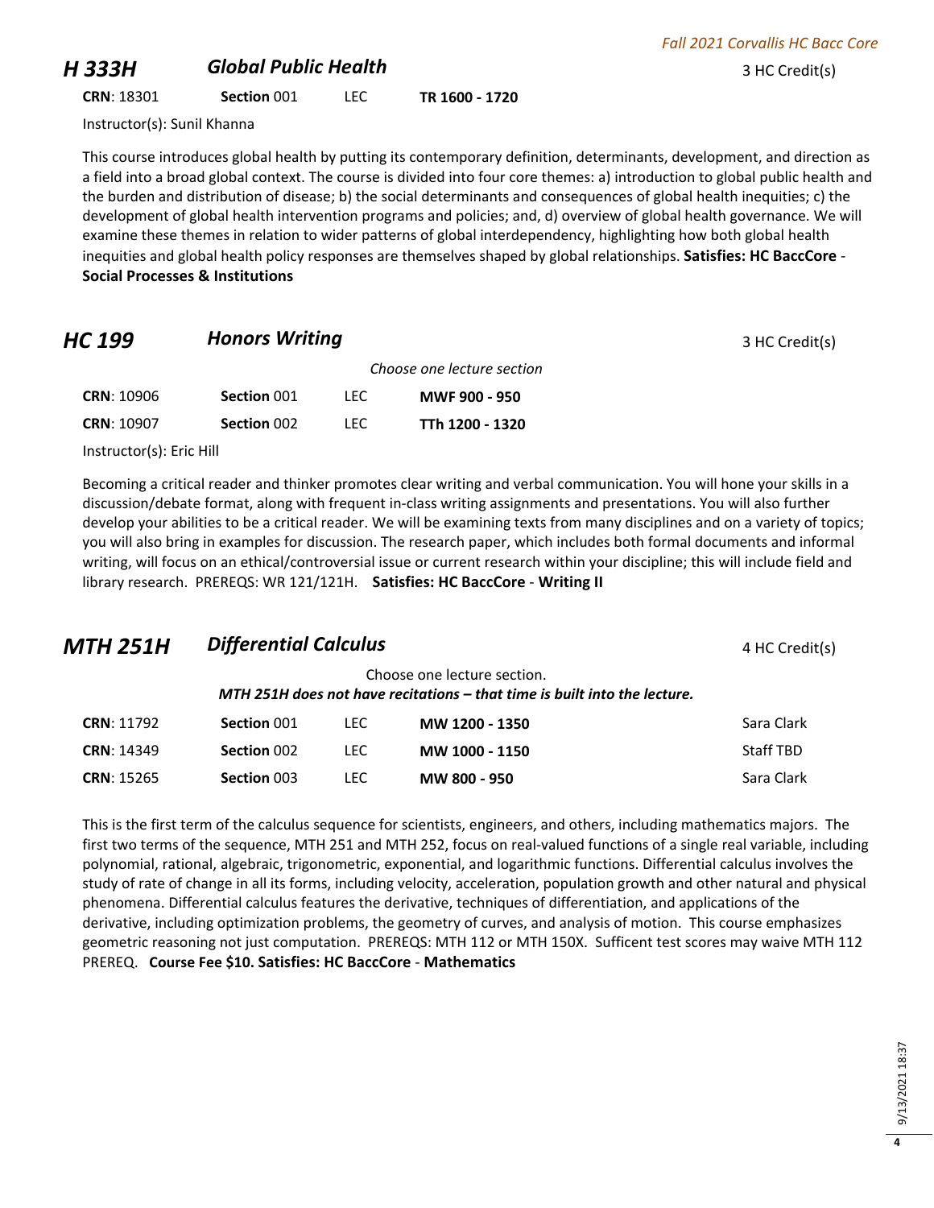## H 333H — *Global Public Health* — 3 HC Credit(s)

| CRN | Section | Type | Time |
|---|---|---|---|
| **CRN**: 18301 | **Section** 001 | LEC | **TR 1600 - 1720** |

Instructor(s): Sunil Khanna

This course introduces global health by putting its contemporary definition, determinants, development, and direction as a field into a broad global context. The course is divided into four core themes: a) introduction to global public health and the burden and distribution of disease; b) the social determinants and consequences of global health inequities; c) the development of global health intervention programs and policies; and, d) overview of global health governance. We will examine these themes in relation to wider patterns of global interdependency, highlighting how both global health inequities and global health policy responses are themselves shaped by global relationships. **Satisfies: HC BaccCore** - **Social Processes & Institutions**

## HC 199 — *Honors Writing* — 3 HC Credit(s)

*Choose one lecture section*

| CRN | Section | Type | Time |
|---|---|---|---|
| **CRN**: 10906 | **Section** 001 | LEC | **MWF 900 - 950** |
| **CRN**: 10907 | **Section** 002 | LEC | **TTh 1200 - 1320** |

Instructor(s): Eric Hill

Becoming a critical reader and thinker promotes clear writing and verbal communication. You will hone your skills in a discussion/debate format, along with frequent in-class writing assignments and presentations. You will also further develop your abilities to be a critical reader. We will be examining texts from many disciplines and on a variety of topics; you will also bring in examples for discussion. The research paper, which includes both formal documents and informal writing, will focus on an ethical/controversial issue or current research within your discipline; this will include field and library research. PREREQS: WR 121/121H. **Satisfies: HC BaccCore** - **Writing II**

## MTH 251H — *Differential Calculus* — 4 HC Credit(s)

Choose one lecture section.
***MTH 251H does not have recitations – that time is built into the lecture.***

| CRN | Section | Type | Time | Instructor |
|---|---|---|---|---|
| **CRN**: 11792 | **Section** 001 | LEC | **MW 1200 - 1350** | Sara Clark |
| **CRN**: 14349 | **Section** 002 | LEC | **MW 1000 - 1150** | Staff TBD |
| **CRN**: 15265 | **Section** 003 | LEC | **MW 800 - 950** | Sara Clark |

This is the first term of the calculus sequence for scientists, engineers, and others, including mathematics majors. The first two terms of the sequence, MTH 251 and MTH 252, focus on real-valued functions of a single real variable, including polynomial, rational, algebraic, trigonometric, exponential, and logarithmic functions. Differential calculus involves the study of rate of change in all its forms, including velocity, acceleration, population growth and other natural and physical phenomena. Differential calculus features the derivative, techniques of differentiation, and applications of the derivative, including optimization problems, the geometry of curves, and analysis of motion. This course emphasizes geometric reasoning not just computation. PREREQS: MTH 112 or MTH 150X. Sufficent test scores may waive MTH 112 PREREQ. **Course Fee $10. Satisfies: HC BaccCore** - **Mathematics**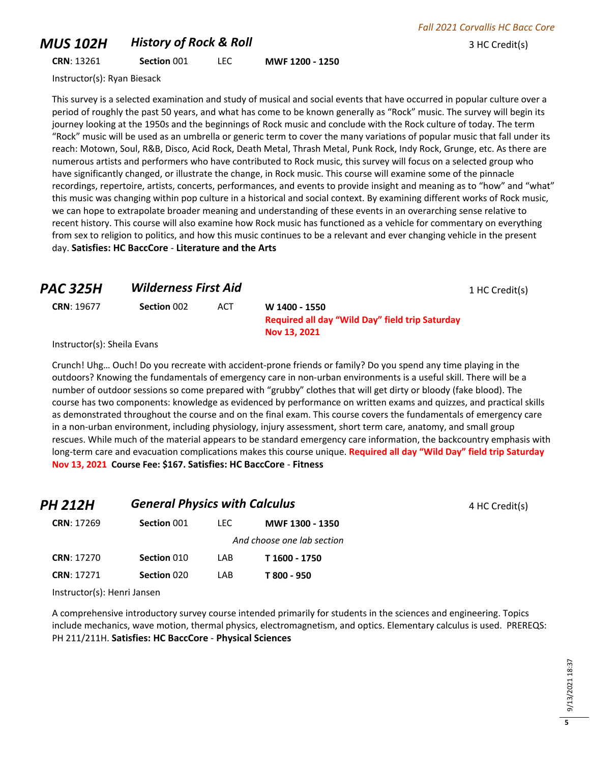## MUS 102H *History of Rock & Roll* — 3 HC Credit(s)

**CRN**: 13261 **Section** 001 LEC **MWF 1200 - 1250**

Instructor(s): Ryan Biesack

This survey is a selected examination and study of musical and social events that have occurred in popular culture over a period of roughly the past 50 years, and what has come to be known generally as "Rock" music. The survey will begin its journey looking at the 1950s and the beginnings of Rock music and conclude with the Rock culture of today. The term "Rock" music will be used as an umbrella or generic term to cover the many variations of popular music that fall under its reach: Motown, Soul, R&B, Disco, Acid Rock, Death Metal, Thrash Metal, Punk Rock, Indy Rock, Grunge, etc. As there are numerous artists and performers who have contributed to Rock music, this survey will focus on a selected group who have significantly changed, or illustrate the change, in Rock music. This course will examine some of the pinnacle recordings, repertoire, artists, concerts, performances, and events to provide insight and meaning as to "how" and "what" this music was changing within pop culture in a historical and social context. By examining different works of Rock music, we can hope to extrapolate broader meaning and understanding of these events in an overarching sense relative to recent history. This course will also examine how Rock music has functioned as a vehicle for commentary on everything from sex to religion to politics, and how this music continues to be a relevant and ever changing vehicle in the present day. **Satisfies: HC BaccCore** - **Literature and the Arts**

## PAC 325H *Wilderness First Aid* — 1 HC Credit(s)

**CRN**: 19677 **Section** 002 ACT **W 1400 - 1550**
**Required all day "Wild Day" field trip Saturday Nov 13, 2021**

Instructor(s): Sheila Evans

Crunch! Uhg… Ouch! Do you recreate with accident-prone friends or family? Do you spend any time playing in the outdoors? Knowing the fundamentals of emergency care in non-urban environments is a useful skill. There will be a number of outdoor sessions so come prepared with "grubby" clothes that will get dirty or bloody (fake blood). The course has two components: knowledge as evidenced by performance on written exams and quizzes, and practical skills as demonstrated throughout the course and on the final exam. This course covers the fundamentals of emergency care in a non-urban environment, including physiology, injury assessment, short term care, anatomy, and small group rescues. While much of the material appears to be standard emergency care information, the backcountry emphasis with long-term care and evacuation complications makes this course unique. **Required all day "Wild Day" field trip Saturday Nov 13, 2021** **Course Fee: $167. Satisfies: HC BaccCore** - **Fitness**

## PH 212H *General Physics with Calculus* — 4 HC Credit(s)

**CRN**: 17269 **Section** 001 LEC **MWF 1300 - 1350**

*And choose one lab section*

**CRN**: 17270 **Section** 010 LAB **T 1600 - 1750**

**CRN**: 17271 **Section** 020 LAB **T 800 - 950**

Instructor(s): Henri Jansen

A comprehensive introductory survey course intended primarily for students in the sciences and engineering. Topics include mechanics, wave motion, thermal physics, electromagnetism, and optics. Elementary calculus is used. PREREQS: PH 211/211H. **Satisfies: HC BaccCore** - **Physical Sciences**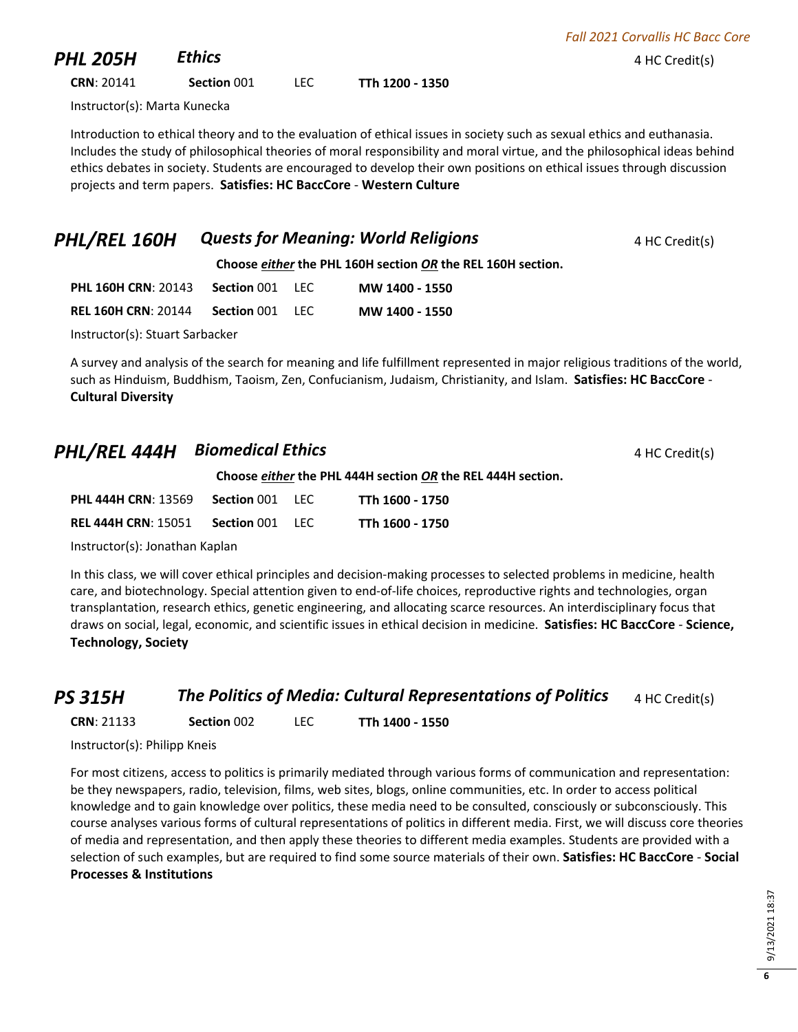## *PHL 205H* *Ethics*

4 HC Credit(s)

**CRN**: 20141 **Section** 001 LEC **TTh 1200 - 1350**

Instructor(s): Marta Kunecka

Introduction to ethical theory and to the evaluation of ethical issues in society such as sexual ethics and euthanasia. Includes the study of philosophical theories of moral responsibility and moral virtue, and the philosophical ideas behind ethics debates in society. Students are encouraged to develop their own positions on ethical issues through discussion projects and term papers. **Satisfies: HC BaccCore** - **Western Culture**

## *PHL/REL 160H* *Quests for Meaning: World Religions*

4 HC Credit(s)

**Choose *either* the PHL 160H section *OR* the REL 160H section.**

| | | | |
|---|---|---|---|
| **PHL 160H CRN**: 20143 | **Section** 001 | LEC | **MW 1400 - 1550** |
| **REL 160H CRN**: 20144 | **Section** 001 | LEC | **MW 1400 - 1550** |

Instructor(s): Stuart Sarbacker

A survey and analysis of the search for meaning and life fulfillment represented in major religious traditions of the world, such as Hinduism, Buddhism, Taoism, Zen, Confucianism, Judaism, Christianity, and Islam. **Satisfies: HC BaccCore** - **Cultural Diversity**

## *PHL/REL 444H* *Biomedical Ethics*

4 HC Credit(s)

**Choose *either* the PHL 444H section *OR* the REL 444H section.**

| | | | |
|---|---|---|---|
| **PHL 444H CRN**: 13569 | **Section** 001 | LEC | **TTh 1600 - 1750** |
| **REL 444H CRN**: 15051 | **Section** 001 | LEC | **TTh 1600 - 1750** |

Instructor(s): Jonathan Kaplan

In this class, we will cover ethical principles and decision-making processes to selected problems in medicine, health care, and biotechnology. Special attention given to end-of-life choices, reproductive rights and technologies, organ transplantation, research ethics, genetic engineering, and allocating scarce resources. An interdisciplinary focus that draws on social, legal, economic, and scientific issues in ethical decision in medicine. **Satisfies: HC BaccCore** - **Science, Technology, Society**

## *PS 315H* *The Politics of Media: Cultural Representations of Politics*

4 HC Credit(s)

**CRN**: 21133 **Section** 002 LEC **TTh 1400 - 1550**

Instructor(s): Philipp Kneis

For most citizens, access to politics is primarily mediated through various forms of communication and representation: be they newspapers, radio, television, films, web sites, blogs, online communities, etc. In order to access political knowledge and to gain knowledge over politics, these media need to be consulted, consciously or subconsciously. This course analyses various forms of cultural representations of politics in different media. First, we will discuss core theories of media and representation, and then apply these theories to different media examples. Students are provided with a selection of such examples, but are required to find some source materials of their own. **Satisfies: HC BaccCore** - **Social Processes & Institutions**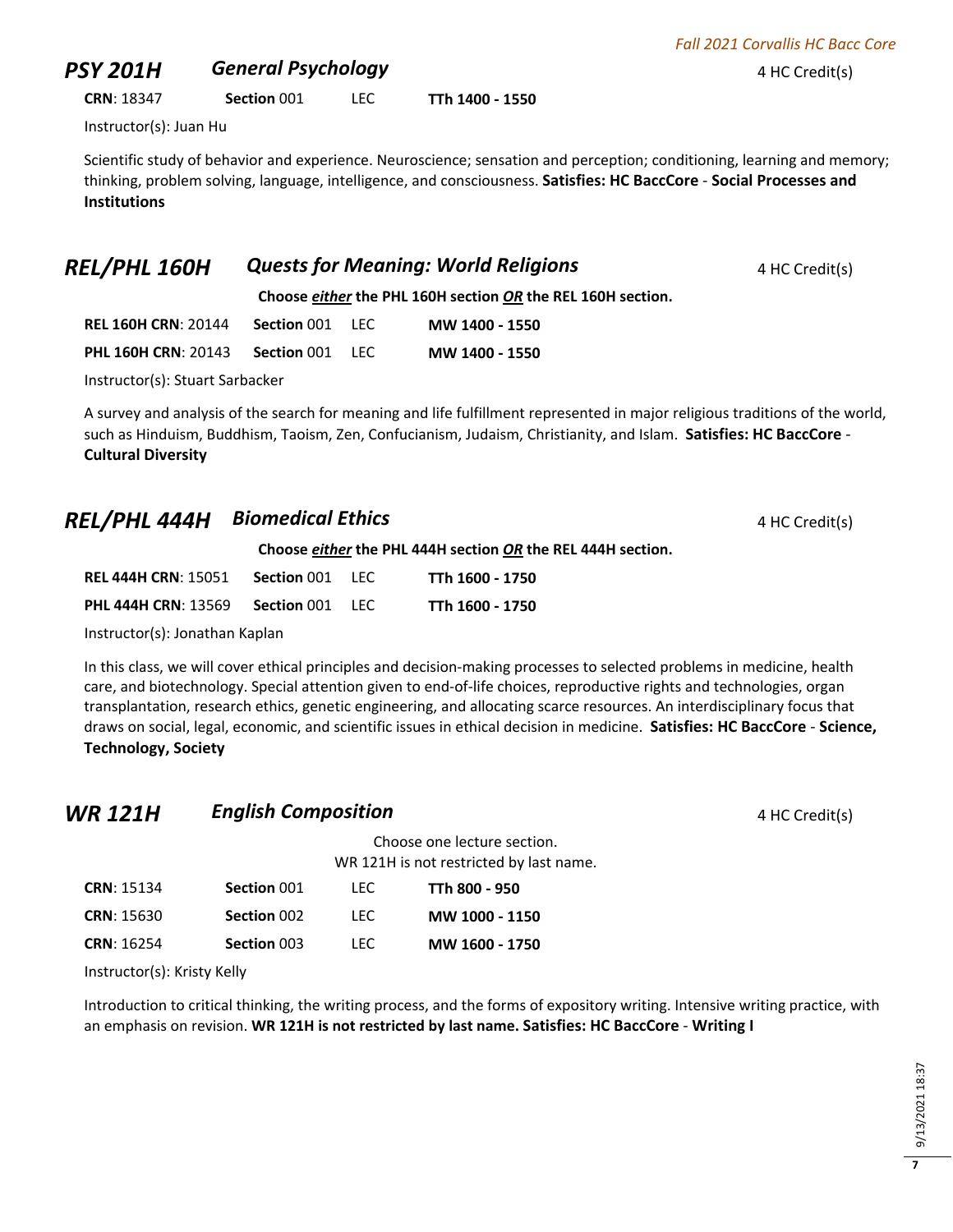## PSY 201H *General Psychology* 4 HC Credit(s)

| CRN | Section | Type | Time |
|---|---|---|---|
| **CRN**: 18347 | **Section** 001 | LEC | **TTh 1400 - 1550** |

Instructor(s): Juan Hu

Scientific study of behavior and experience. Neuroscience; sensation and perception; conditioning, learning and memory; thinking, problem solving, language, intelligence, and consciousness. **Satisfies: HC BaccCore** - **Social Processes and Institutions**

## REL/PHL 160H *Quests for Meaning: World Religions* 4 HC Credit(s)

**Choose *either* the PHL 160H section *OR* the REL 160H section.**

| CRN | Section | Type | Time |
|---|---|---|---|
| **REL 160H CRN**: 20144 | **Section** 001 | LEC | **MW 1400 - 1550** |
| **PHL 160H CRN**: 20143 | **Section** 001 | LEC | **MW 1400 - 1550** |

Instructor(s): Stuart Sarbacker

A survey and analysis of the search for meaning and life fulfillment represented in major religious traditions of the world, such as Hinduism, Buddhism, Taoism, Zen, Confucianism, Judaism, Christianity, and Islam. **Satisfies: HC BaccCore** - **Cultural Diversity**

## REL/PHL 444H *Biomedical Ethics* 4 HC Credit(s)

**Choose *either* the PHL 444H section *OR* the REL 444H section.**

| CRN | Section | Type | Time |
|---|---|---|---|
| **REL 444H CRN**: 15051 | **Section** 001 | LEC | **TTh 1600 - 1750** |
| **PHL 444H CRN**: 13569 | **Section** 001 | LEC | **TTh 1600 - 1750** |

Instructor(s): Jonathan Kaplan

In this class, we will cover ethical principles and decision-making processes to selected problems in medicine, health care, and biotechnology. Special attention given to end-of-life choices, reproductive rights and technologies, organ transplantation, research ethics, genetic engineering, and allocating scarce resources. An interdisciplinary focus that draws on social, legal, economic, and scientific issues in ethical decision in medicine. **Satisfies: HC BaccCore** - **Science, Technology, Society**

## WR 121H *English Composition* 4 HC Credit(s)

Choose one lecture section.
WR 121H is not restricted by last name.

| CRN | Section | Type | Time |
|---|---|---|---|
| **CRN**: 15134 | **Section** 001 | LEC | **TTh 800 - 950** |
| **CRN**: 15630 | **Section** 002 | LEC | **MW 1000 - 1150** |
| **CRN**: 16254 | **Section** 003 | LEC | **MW 1600 - 1750** |

Instructor(s): Kristy Kelly

Introduction to critical thinking, the writing process, and the forms of expository writing. Intensive writing practice, with an emphasis on revision. **WR 121H is not restricted by last name. Satisfies: HC BaccCore** - **Writing I**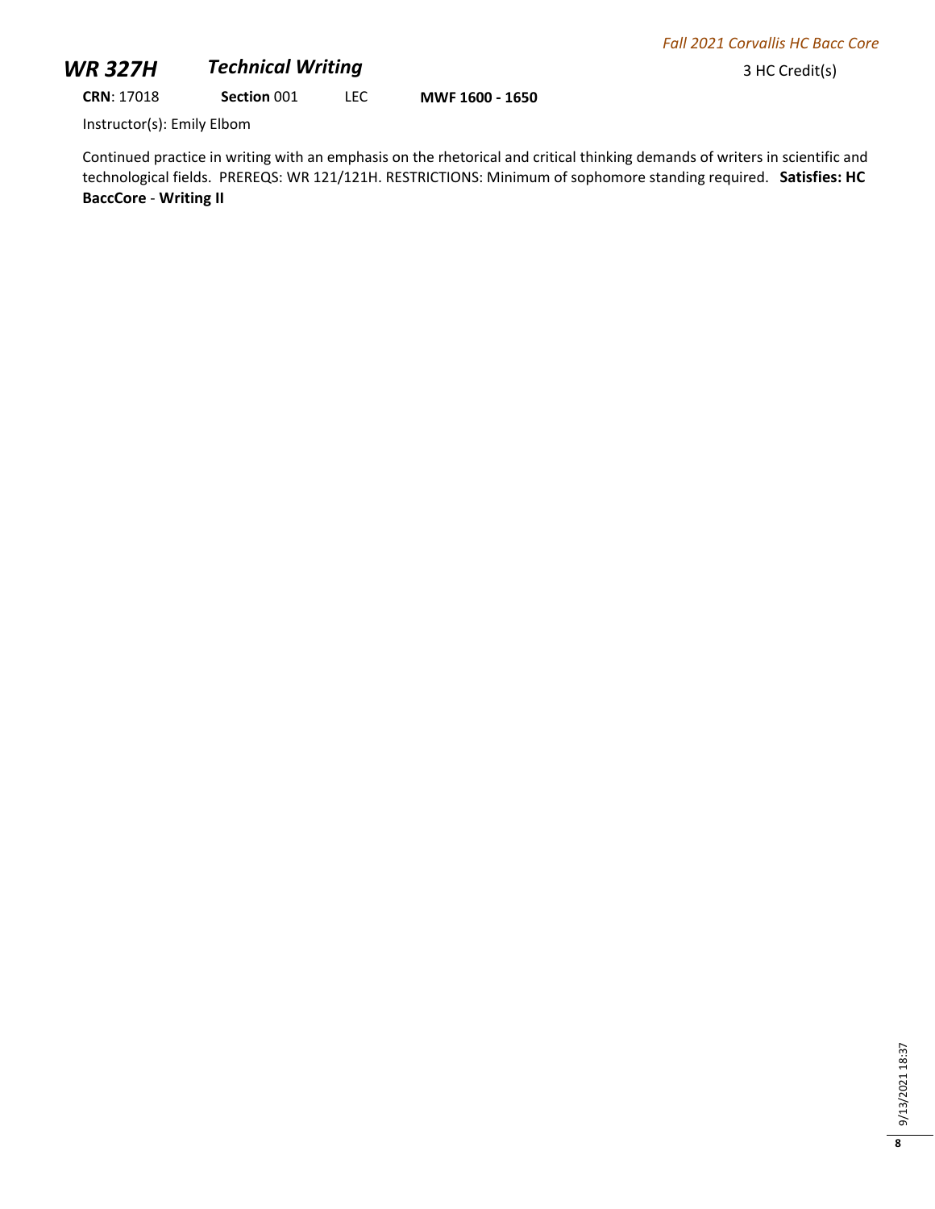## *WR 327H* *Technical Writing*

3 HC Credit(s)

**CRN**: 17018 **Section** 001 LEC **MWF 1600 - 1650**

Instructor(s): Emily Elbom

Continued practice in writing with an emphasis on the rhetorical and critical thinking demands of writers in scientific and technological fields. PREREQS: WR 121/121H. RESTRICTIONS: Minimum of sophomore standing required. **Satisfies: HC BaccCore** - **Writing II**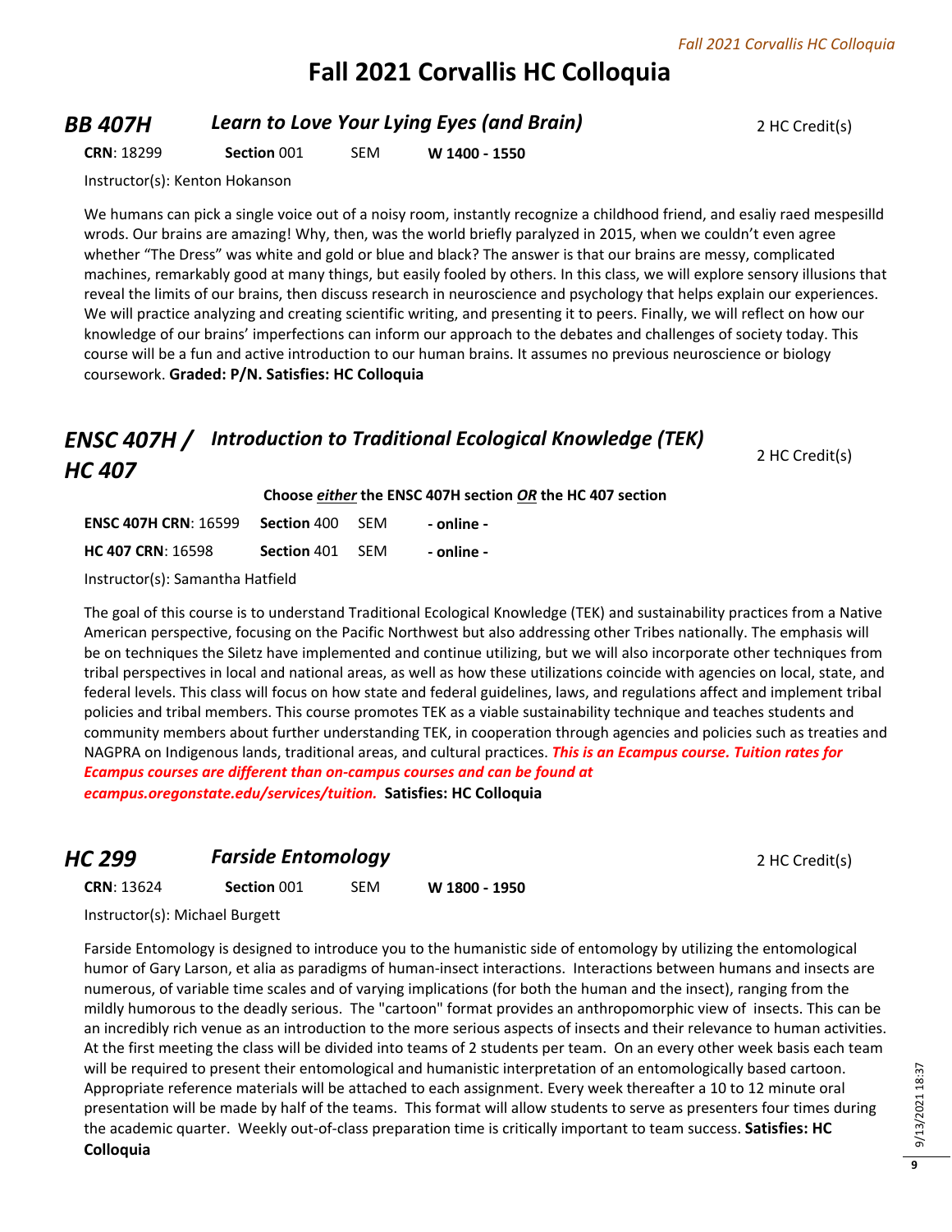# Fall 2021 Corvallis HC Colloquia

## *BB 407H* — *Learn to Love Your Lying Eyes (and Brain)*

2 HC Credit(s)

**CRN**: 18299 **Section** 001 SEM **W 1400 - 1550**

Instructor(s): Kenton Hokanson

We humans can pick a single voice out of a noisy room, instantly recognize a childhood friend, and esaliy raed mespesilld wrods. Our brains are amazing! Why, then, was the world briefly paralyzed in 2015, when we couldn't even agree whether "The Dress" was white and gold or blue and black? The answer is that our brains are messy, complicated machines, remarkably good at many things, but easily fooled by others. In this class, we will explore sensory illusions that reveal the limits of our brains, then discuss research in neuroscience and psychology that helps explain our experiences. We will practice analyzing and creating scientific writing, and presenting it to peers. Finally, we will reflect on how our knowledge of our brains' imperfections can inform our approach to the debates and challenges of society today. This course will be a fun and active introduction to our human brains. It assumes no previous neuroscience or biology coursework. **Graded: P/N. Satisfies: HC Colloquia**

## *ENSC 407H / HC 407* — *Introduction to Traditional Ecological Knowledge (TEK)*

2 HC Credit(s)

**Choose *either* the ENSC 407H section *OR* the HC 407 section**

| | | | |
|---|---|---|---|
| **ENSC 407H CRN**: 16599 | **Section** 400 | SEM | **- online -** |
| **HC 407 CRN**: 16598 | **Section** 401 | SEM | **- online -** |

Instructor(s): Samantha Hatfield

The goal of this course is to understand Traditional Ecological Knowledge (TEK) and sustainability practices from a Native American perspective, focusing on the Pacific Northwest but also addressing other Tribes nationally. The emphasis will be on techniques the Siletz have implemented and continue utilizing, but we will also incorporate other techniques from tribal perspectives in local and national areas, as well as how these utilizations coincide with agencies on local, state, and federal levels. This class will focus on how state and federal guidelines, laws, and regulations affect and implement tribal policies and tribal members. This course promotes TEK as a viable sustainability technique and teaches students and community members about further understanding TEK, in cooperation through agencies and policies such as treaties and NAGPRA on Indigenous lands, traditional areas, and cultural practices. ***This is an Ecampus course. Tuition rates for Ecampus courses are different than on-campus courses and can be found at ecampus.oregonstate.edu/services/tuition.*** **Satisfies: HC Colloquia**

## *HC 299* — *Farside Entomology*

2 HC Credit(s)

**CRN**: 13624 **Section** 001 SEM **W 1800 - 1950**

Instructor(s): Michael Burgett

Farside Entomology is designed to introduce you to the humanistic side of entomology by utilizing the entomological humor of Gary Larson, et alia as paradigms of human-insect interactions. Interactions between humans and insects are numerous, of variable time scales and of varying implications (for both the human and the insect), ranging from the mildly humorous to the deadly serious. The "cartoon" format provides an anthropomorphic view of insects. This can be an incredibly rich venue as an introduction to the more serious aspects of insects and their relevance to human activities. At the first meeting the class will be divided into teams of 2 students per team. On an every other week basis each team will be required to present their entomological and humanistic interpretation of an entomologically based cartoon. Appropriate reference materials will be attached to each assignment. Every week thereafter a 10 to 12 minute oral presentation will be made by half of the teams. This format will allow students to serve as presenters four times during the academic quarter. Weekly out-of-class preparation time is critically important to team success. **Satisfies: HC Colloquia**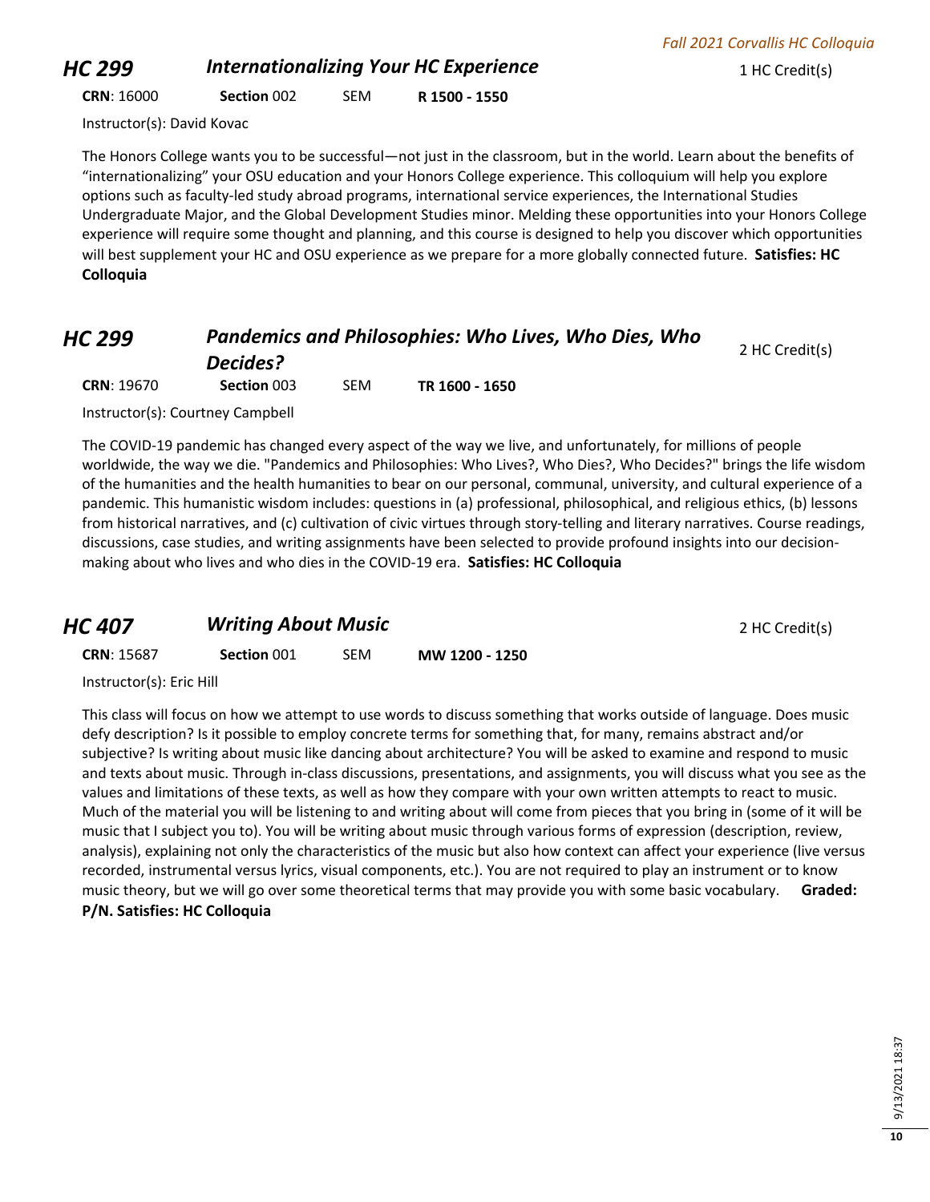## HC 299 *Internationalizing Your HC Experience* — 1 HC Credit(s)

**CRN**: 16000 **Section** 002 SEM **R 1500 - 1550**

Instructor(s): David Kovac

The Honors College wants you to be successful—not just in the classroom, but in the world. Learn about the benefits of "internationalizing" your OSU education and your Honors College experience. This colloquium will help you explore options such as faculty-led study abroad programs, international service experiences, the International Studies Undergraduate Major, and the Global Development Studies minor. Melding these opportunities into your Honors College experience will require some thought and planning, and this course is designed to help you discover which opportunities will best supplement your HC and OSU experience as we prepare for a more globally connected future. **Satisfies: HC Colloquia**

## HC 299 *Pandemics and Philosophies: Who Lives, Who Dies, Who Decides?* — 2 HC Credit(s)

**CRN**: 19670 **Section** 003 SEM **TR 1600 - 1650**

Instructor(s): Courtney Campbell

The COVID-19 pandemic has changed every aspect of the way we live, and unfortunately, for millions of people worldwide, the way we die. "Pandemics and Philosophies: Who Lives?, Who Dies?, Who Decides?" brings the life wisdom of the humanities and the health humanities to bear on our personal, communal, university, and cultural experience of a pandemic. This humanistic wisdom includes: questions in (a) professional, philosophical, and religious ethics, (b) lessons from historical narratives, and (c) cultivation of civic virtues through story-telling and literary narratives. Course readings, discussions, case studies, and writing assignments have been selected to provide profound insights into our decision-making about who lives and who dies in the COVID-19 era. **Satisfies: HC Colloquia**

## HC 407 *Writing About Music* — 2 HC Credit(s)

**CRN**: 15687 **Section** 001 SEM **MW 1200 - 1250**

Instructor(s): Eric Hill

This class will focus on how we attempt to use words to discuss something that works outside of language. Does music defy description? Is it possible to employ concrete terms for something that, for many, remains abstract and/or subjective? Is writing about music like dancing about architecture? You will be asked to examine and respond to music and texts about music. Through in-class discussions, presentations, and assignments, you will discuss what you see as the values and limitations of these texts, as well as how they compare with your own written attempts to react to music. Much of the material you will be listening to and writing about will come from pieces that you bring in (some of it will be music that I subject you to). You will be writing about music through various forms of expression (description, review, analysis), explaining not only the characteristics of the music but also how context can affect your experience (live versus recorded, instrumental versus lyrics, visual components, etc.). You are not required to play an instrument or to know music theory, but we will go over some theoretical terms that may provide you with some basic vocabulary. **Graded: P/N. Satisfies: HC Colloquia**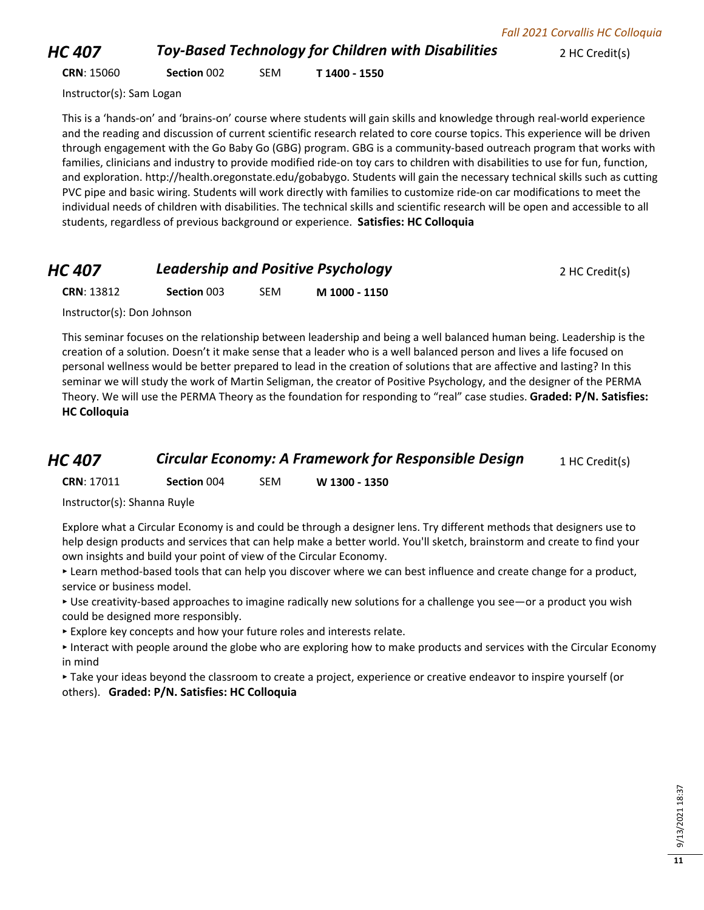## HC 407 — *Toy-Based Technology for Children with Disabilities*

2 HC Credit(s)

**CRN**: 15060 **Section** 002 SEM **T 1400 - 1550**

Instructor(s): Sam Logan

This is a 'hands-on' and 'brains-on' course where students will gain skills and knowledge through real-world experience and the reading and discussion of current scientific research related to core course topics. This experience will be driven through engagement with the Go Baby Go (GBG) program. GBG is a community-based outreach program that works with families, clinicians and industry to provide modified ride-on toy cars to children with disabilities to use for fun, function, and exploration. http://health.oregonstate.edu/gobabygo. Students will gain the necessary technical skills such as cutting PVC pipe and basic wiring. Students will work directly with families to customize ride-on car modifications to meet the individual needs of children with disabilities. The technical skills and scientific research will be open and accessible to all students, regardless of previous background or experience. **Satisfies: HC Colloquia**

## HC 407 — *Leadership and Positive Psychology*

2 HC Credit(s)

**CRN**: 13812 **Section** 003 SEM **M 1000 - 1150**

Instructor(s): Don Johnson

This seminar focuses on the relationship between leadership and being a well balanced human being. Leadership is the creation of a solution. Doesn't it make sense that a leader who is a well balanced person and lives a life focused on personal wellness would be better prepared to lead in the creation of solutions that are affective and lasting? In this seminar we will study the work of Martin Seligman, the creator of Positive Psychology, and the designer of the PERMA Theory. We will use the PERMA Theory as the foundation for responding to "real" case studies. **Graded: P/N. Satisfies: HC Colloquia**

## HC 407 — *Circular Economy: A Framework for Responsible Design*

1 HC Credit(s)

**CRN**: 17011 **Section** 004 SEM **W 1300 - 1350**

Instructor(s): Shanna Ruyle

Explore what a Circular Economy is and could be through a designer lens. Try different methods that designers use to help design products and services that can help make a better world. You'll sketch, brainstorm and create to find your own insights and build your point of view of the Circular Economy.

- Learn method-based tools that can help you discover where we can best influence and create change for a product, service or business model.
- Use creativity-based approaches to imagine radically new solutions for a challenge you see—or a product you wish could be designed more responsibly.
- Explore key concepts and how your future roles and interests relate.
- Interact with people around the globe who are exploring how to make products and services with the Circular Economy in mind
- Take your ideas beyond the classroom to create a project, experience or creative endeavor to inspire yourself (or others). **Graded: P/N. Satisfies: HC Colloquia**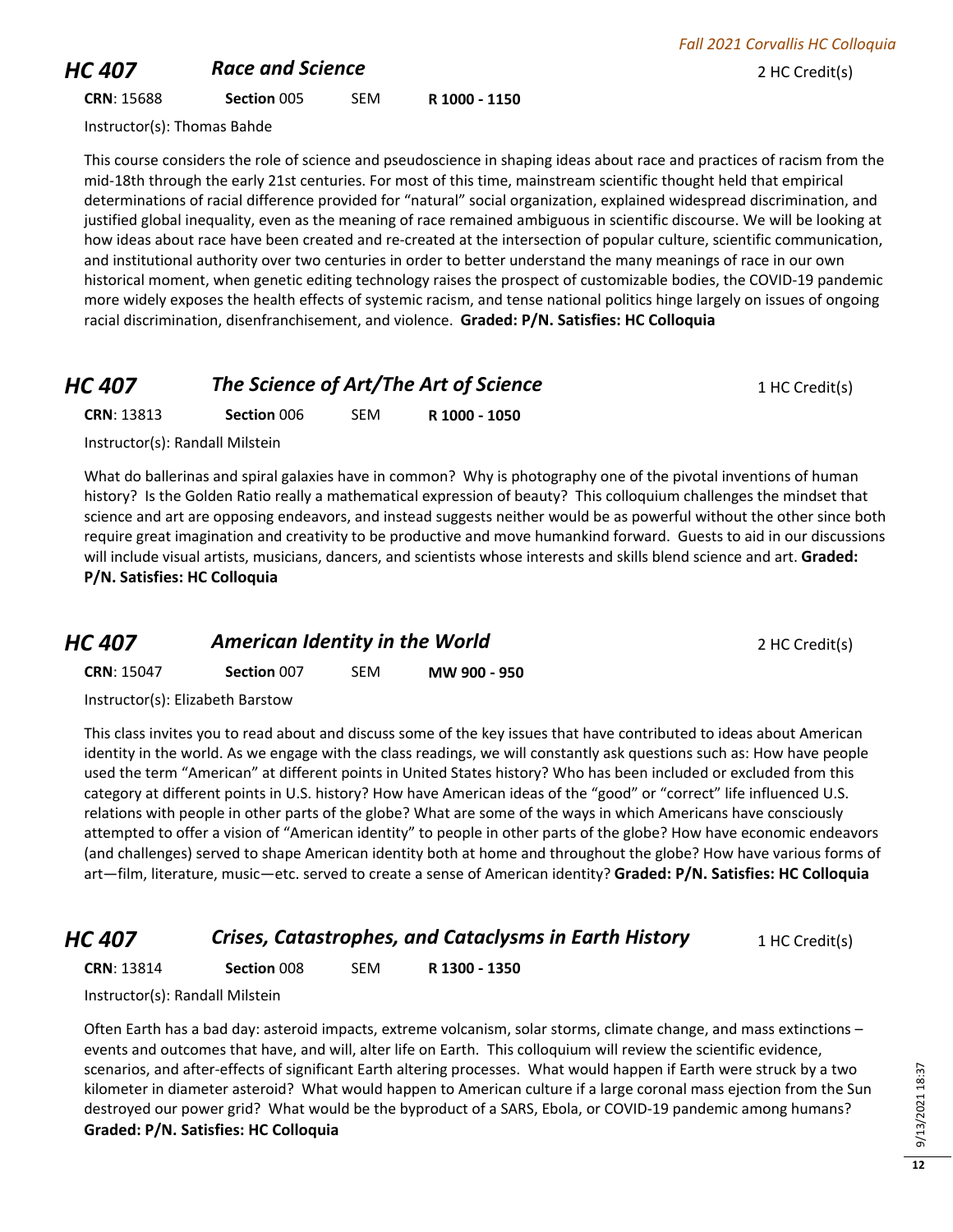## HC 407 *Race and Science*

2 HC Credit(s)

**CRN**: 15688 **Section** 005 SEM **R 1000 - 1150**

Instructor(s): Thomas Bahde

This course considers the role of science and pseudoscience in shaping ideas about race and practices of racism from the mid-18th through the early 21st centuries. For most of this time, mainstream scientific thought held that empirical determinations of racial difference provided for "natural" social organization, explained widespread discrimination, and justified global inequality, even as the meaning of race remained ambiguous in scientific discourse. We will be looking at how ideas about race have been created and re-created at the intersection of popular culture, scientific communication, and institutional authority over two centuries in order to better understand the many meanings of race in our own historical moment, when genetic editing technology raises the prospect of customizable bodies, the COVID-19 pandemic more widely exposes the health effects of systemic racism, and tense national politics hinge largely on issues of ongoing racial discrimination, disenfranchisement, and violence. **Graded: P/N. Satisfies: HC Colloquia**

## HC 407 *The Science of Art/The Art of Science*

1 HC Credit(s)

**CRN**: 13813 **Section** 006 SEM **R 1000 - 1050**

Instructor(s): Randall Milstein

What do ballerinas and spiral galaxies have in common? Why is photography one of the pivotal inventions of human history? Is the Golden Ratio really a mathematical expression of beauty? This colloquium challenges the mindset that science and art are opposing endeavors, and instead suggests neither would be as powerful without the other since both require great imagination and creativity to be productive and move humankind forward. Guests to aid in our discussions will include visual artists, musicians, dancers, and scientists whose interests and skills blend science and art. **Graded: P/N. Satisfies: HC Colloquia**

## HC 407 *American Identity in the World*

2 HC Credit(s)

**CRN**: 15047 **Section** 007 SEM **MW 900 - 950**

Instructor(s): Elizabeth Barstow

This class invites you to read about and discuss some of the key issues that have contributed to ideas about American identity in the world. As we engage with the class readings, we will constantly ask questions such as: How have people used the term "American" at different points in United States history? Who has been included or excluded from this category at different points in U.S. history? How have American ideas of the "good" or "correct" life influenced U.S. relations with people in other parts of the globe? What are some of the ways in which Americans have consciously attempted to offer a vision of "American identity" to people in other parts of the globe? How have economic endeavors (and challenges) served to shape American identity both at home and throughout the globe? How have various forms of art—film, literature, music—etc. served to create a sense of American identity? **Graded: P/N. Satisfies: HC Colloquia**

## HC 407 *Crises, Catastrophes, and Cataclysms in Earth History*

1 HC Credit(s)

**CRN**: 13814 **Section** 008 SEM **R 1300 - 1350**

Instructor(s): Randall Milstein

Often Earth has a bad day: asteroid impacts, extreme volcanism, solar storms, climate change, and mass extinctions – events and outcomes that have, and will, alter life on Earth. This colloquium will review the scientific evidence, scenarios, and after-effects of significant Earth altering processes. What would happen if Earth were struck by a two kilometer in diameter asteroid? What would happen to American culture if a large coronal mass ejection from the Sun destroyed our power grid? What would be the byproduct of a SARS, Ebola, or COVID-19 pandemic among humans? **Graded: P/N. Satisfies: HC Colloquia**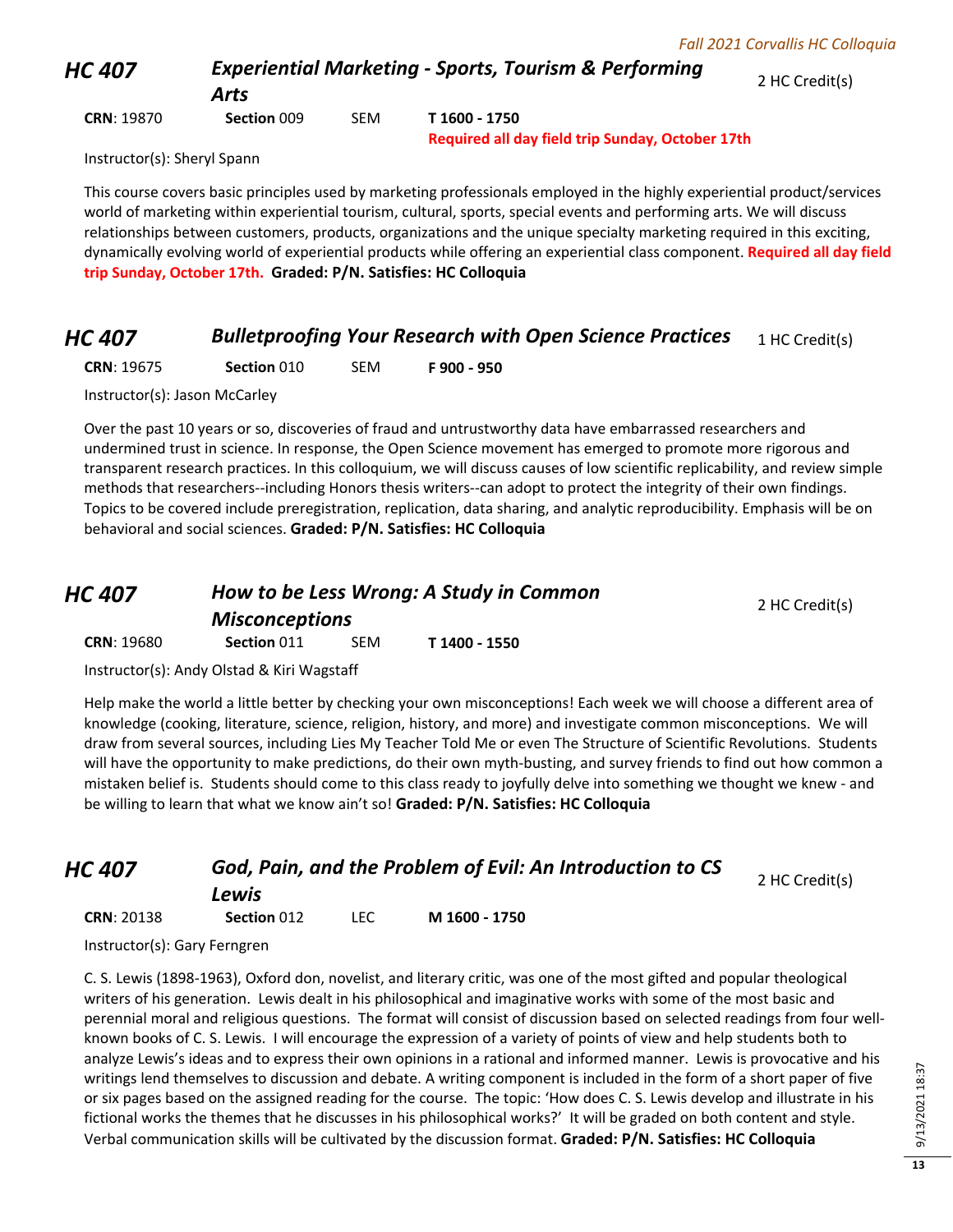## HC 407 *Experimental Marketing - Sports, Tourism & Performing Arts* 2 HC Credit(s)

**CRN**: 19870 **Section** 009 SEM **T 1600 - 1750**
**Required all day field trip Sunday, October 17th**

Instructor(s): Sheryl Spann

This course covers basic principles used by marketing professionals employed in the highly experiential product/services world of marketing within experiential tourism, cultural, sports, special events and performing arts. We will discuss relationships between customers, products, organizations and the unique specialty marketing required in this exciting, dynamically evolving world of experiential products while offering an experiential class component. **Required all day field trip Sunday, October 17th. Graded: P/N. Satisfies: HC Colloquia**

## HC 407 *Bulletproofing Your Research with Open Science Practices* 1 HC Credit(s)

**CRN**: 19675 **Section** 010 SEM **F 900 - 950**

Instructor(s): Jason McCarley

Over the past 10 years or so, discoveries of fraud and untrustworthy data have embarrassed researchers and undermined trust in science. In response, the Open Science movement has emerged to promote more rigorous and transparent research practices. In this colloquium, we will discuss causes of low scientific replicability, and review simple methods that researchers--including Honors thesis writers--can adopt to protect the integrity of their own findings. Topics to be covered include preregistration, replication, data sharing, and analytic reproducibility. Emphasis will be on behavioral and social sciences. **Graded: P/N. Satisfies: HC Colloquia**

## HC 407 *How to be Less Wrong: A Study in Common Misconceptions* 2 HC Credit(s)

**CRN**: 19680 **Section** 011 SEM **T 1400 - 1550**

Instructor(s): Andy Olstad & Kiri Wagstaff

Help make the world a little better by checking your own misconceptions! Each week we will choose a different area of knowledge (cooking, literature, science, religion, history, and more) and investigate common misconceptions. We will draw from several sources, including Lies My Teacher Told Me or even The Structure of Scientific Revolutions. Students will have the opportunity to make predictions, do their own myth-busting, and survey friends to find out how common a mistaken belief is. Students should come to this class ready to joyfully delve into something we thought we knew - and be willing to learn that what we know ain't so! **Graded: P/N. Satisfies: HC Colloquia**

## HC 407 *God, Pain, and the Problem of Evil: An Introduction to CS Lewis* 2 HC Credit(s)

**CRN**: 20138 **Section** 012 LEC **M 1600 - 1750**

Instructor(s): Gary Ferngren

C. S. Lewis (1898-1963), Oxford don, novelist, and literary critic, was one of the most gifted and popular theological writers of his generation. Lewis dealt in his philosophical and imaginative works with some of the most basic and perennial moral and religious questions. The format will consist of discussion based on selected readings from four well-known books of C. S. Lewis. I will encourage the expression of a variety of points of view and help students both to analyze Lewis's ideas and to express their own opinions in a rational and informed manner. Lewis is provocative and his writings lend themselves to discussion and debate. A writing component is included in the form of a short paper of five or six pages based on the assigned reading for the course. The topic: 'How does C. S. Lewis develop and illustrate in his fictional works the themes that he discusses in his philosophical works?' It will be graded on both content and style. Verbal communication skills will be cultivated by the discussion format. **Graded: P/N. Satisfies: HC Colloquia**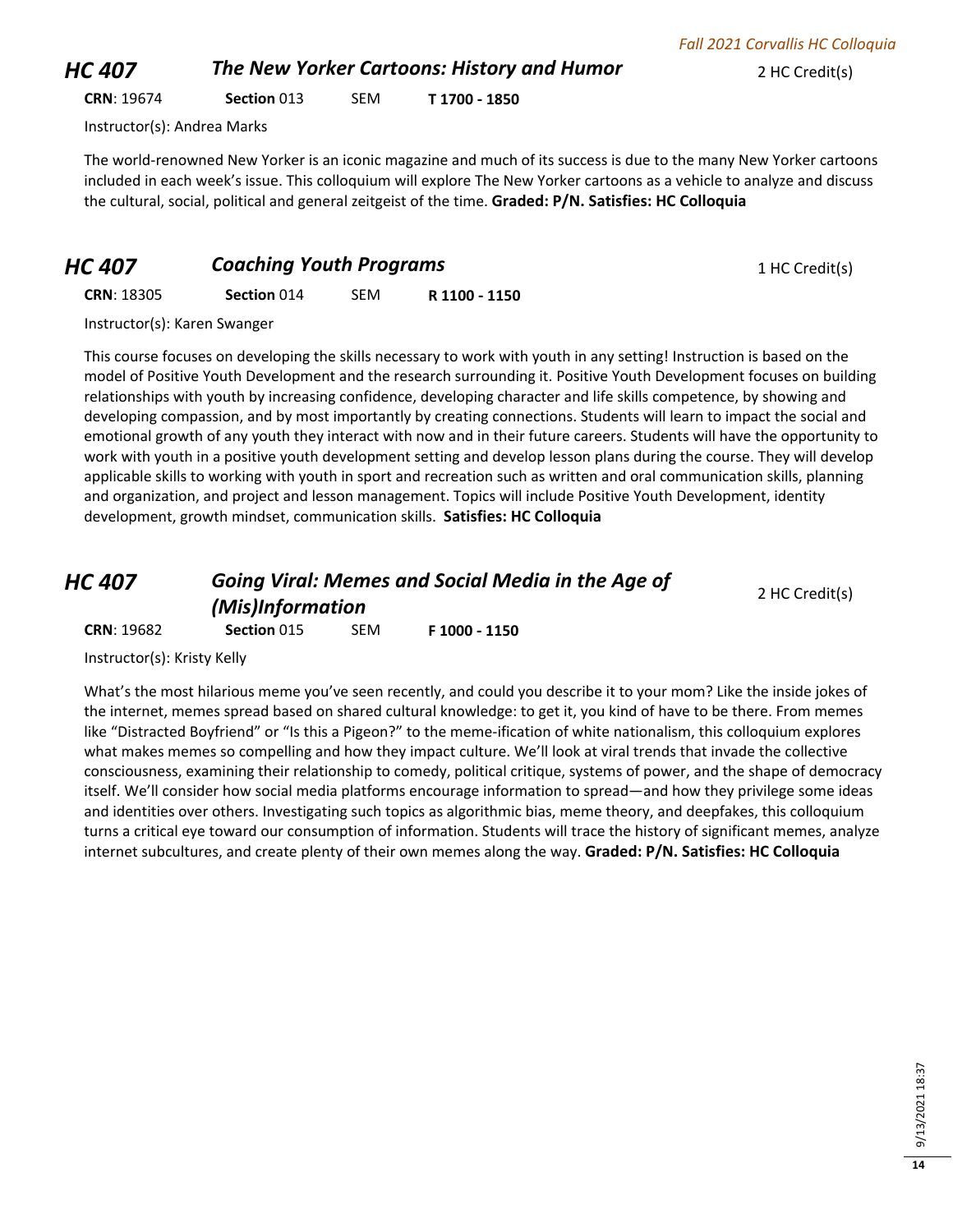## *HC 407* *The New Yorker Cartoons: History and Humor*

2 HC Credit(s)

**CRN**: 19674 **Section** 013 SEM **T 1700 - 1850**

Instructor(s): Andrea Marks

The world-renowned New Yorker is an iconic magazine and much of its success is due to the many New Yorker cartoons included in each week's issue. This colloquium will explore The New Yorker cartoons as a vehicle to analyze and discuss the cultural, social, political and general zeitgeist of the time. **Graded: P/N. Satisfies: HC Colloquia**

## *HC 407* *Coaching Youth Programs*

1 HC Credit(s)

**CRN**: 18305 **Section** 014 SEM **R 1100 - 1150**

Instructor(s): Karen Swanger

This course focuses on developing the skills necessary to work with youth in any setting! Instruction is based on the model of Positive Youth Development and the research surrounding it. Positive Youth Development focuses on building relationships with youth by increasing confidence, developing character and life skills competence, by showing and developing compassion, and by most importantly by creating connections. Students will learn to impact the social and emotional growth of any youth they interact with now and in their future careers. Students will have the opportunity to work with youth in a positive youth development setting and develop lesson plans during the course. They will develop applicable skills to working with youth in sport and recreation such as written and oral communication skills, planning and organization, and project and lesson management. Topics will include Positive Youth Development, identity development, growth mindset, communication skills. **Satisfies: HC Colloquia**

## *HC 407* *Going Viral: Memes and Social Media in the Age of (Mis)Information*

2 HC Credit(s)

**CRN**: 19682 **Section** 015 SEM **F 1000 - 1150**

Instructor(s): Kristy Kelly

What's the most hilarious meme you've seen recently, and could you describe it to your mom? Like the inside jokes of the internet, memes spread based on shared cultural knowledge: to get it, you kind of have to be there. From memes like "Distracted Boyfriend" or "Is this a Pigeon?" to the meme-ification of white nationalism, this colloquium explores what makes memes so compelling and how they impact culture. We'll look at viral trends that invade the collective consciousness, examining their relationship to comedy, political critique, systems of power, and the shape of democracy itself. We'll consider how social media platforms encourage information to spread—and how they privilege some ideas and identities over others. Investigating such topics as algorithmic bias, meme theory, and deepfakes, this colloquium turns a critical eye toward our consumption of information. Students will trace the history of significant memes, analyze internet subcultures, and create plenty of their own memes along the way. **Graded: P/N. Satisfies: HC Colloquia**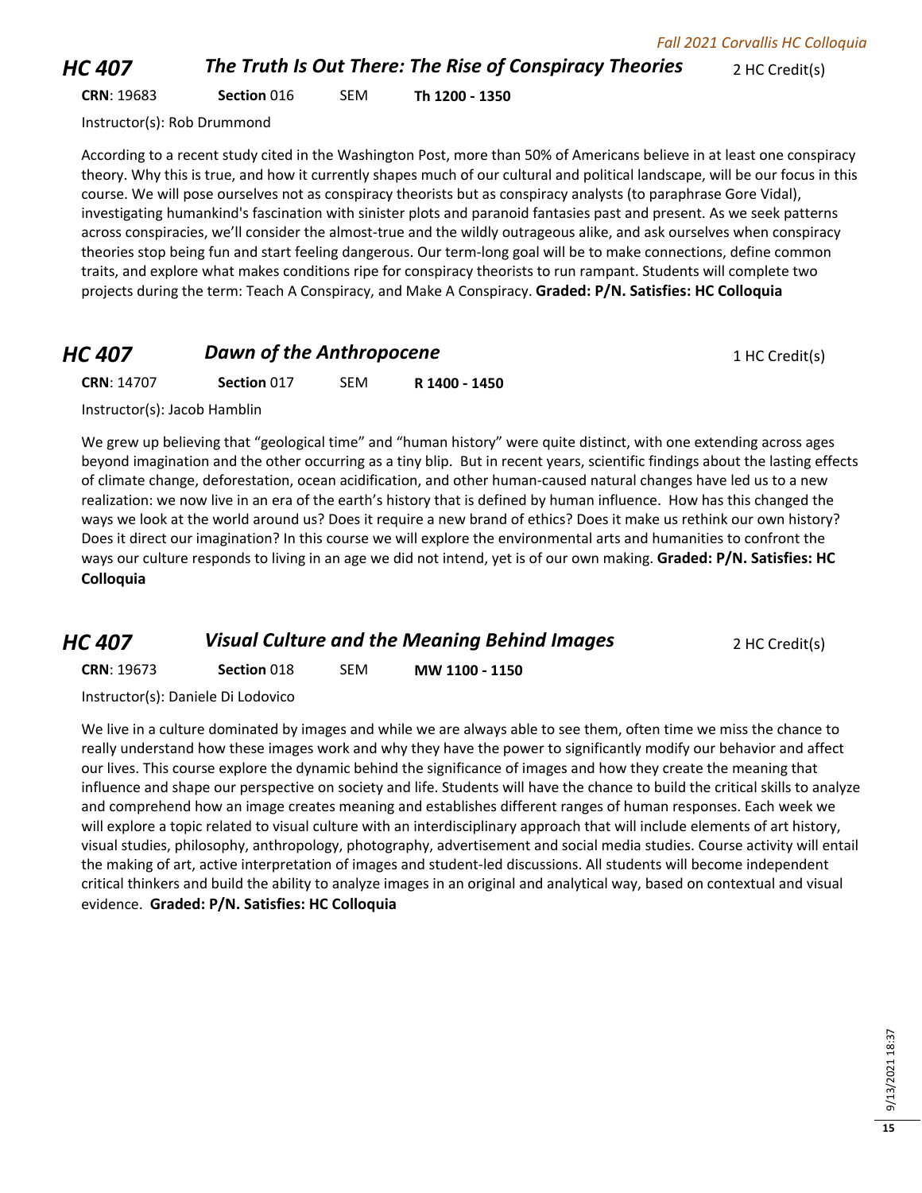## HC 407 — *The Truth Is Out There: The Rise of Conspiracy Theories* — 2 HC Credit(s)

**CRN**: 19683 **Section** 016 SEM **Th 1200 - 1350**

Instructor(s): Rob Drummond

According to a recent study cited in the Washington Post, more than 50% of Americans believe in at least one conspiracy theory. Why this is true, and how it currently shapes much of our cultural and political landscape, will be our focus in this course. We will pose ourselves not as conspiracy theorists but as conspiracy analysts (to paraphrase Gore Vidal), investigating humankind's fascination with sinister plots and paranoid fantasies past and present. As we seek patterns across conspiracies, we'll consider the almost-true and the wildly outrageous alike, and ask ourselves when conspiracy theories stop being fun and start feeling dangerous. Our term-long goal will be to make connections, define common traits, and explore what makes conditions ripe for conspiracy theorists to run rampant. Students will complete two projects during the term: Teach A Conspiracy, and Make A Conspiracy. **Graded: P/N. Satisfies: HC Colloquia**

## HC 407 — *Dawn of the Anthropocene* — 1 HC Credit(s)

**CRN**: 14707 **Section** 017 SEM **R 1400 - 1450**

Instructor(s): Jacob Hamblin

We grew up believing that "geological time" and "human history" were quite distinct, with one extending across ages beyond imagination and the other occurring as a tiny blip. But in recent years, scientific findings about the lasting effects of climate change, deforestation, ocean acidification, and other human-caused natural changes have led us to a new realization: we now live in an era of the earth's history that is defined by human influence. How has this changed the ways we look at the world around us? Does it require a new brand of ethics? Does it make us rethink our own history? Does it direct our imagination? In this course we will explore the environmental arts and humanities to confront the ways our culture responds to living in an age we did not intend, yet is of our own making. **Graded: P/N. Satisfies: HC Colloquia**

## HC 407 — *Visual Culture and the Meaning Behind Images* — 2 HC Credit(s)

**CRN**: 19673 **Section** 018 SEM **MW 1100 - 1150**

Instructor(s): Daniele Di Lodovico

We live in a culture dominated by images and while we are always able to see them, often time we miss the chance to really understand how these images work and why they have the power to significantly modify our behavior and affect our lives. This course explore the dynamic behind the significance of images and how they create the meaning that influence and shape our perspective on society and life. Students will have the chance to build the critical skills to analyze and comprehend how an image creates meaning and establishes different ranges of human responses. Each week we will explore a topic related to visual culture with an interdisciplinary approach that will include elements of art history, visual studies, philosophy, anthropology, photography, advertisement and social media studies. Course activity will entail the making of art, active interpretation of images and student-led discussions. All students will become independent critical thinkers and build the ability to analyze images in an original and analytical way, based on contextual and visual evidence. **Graded: P/N. Satisfies: HC Colloquia**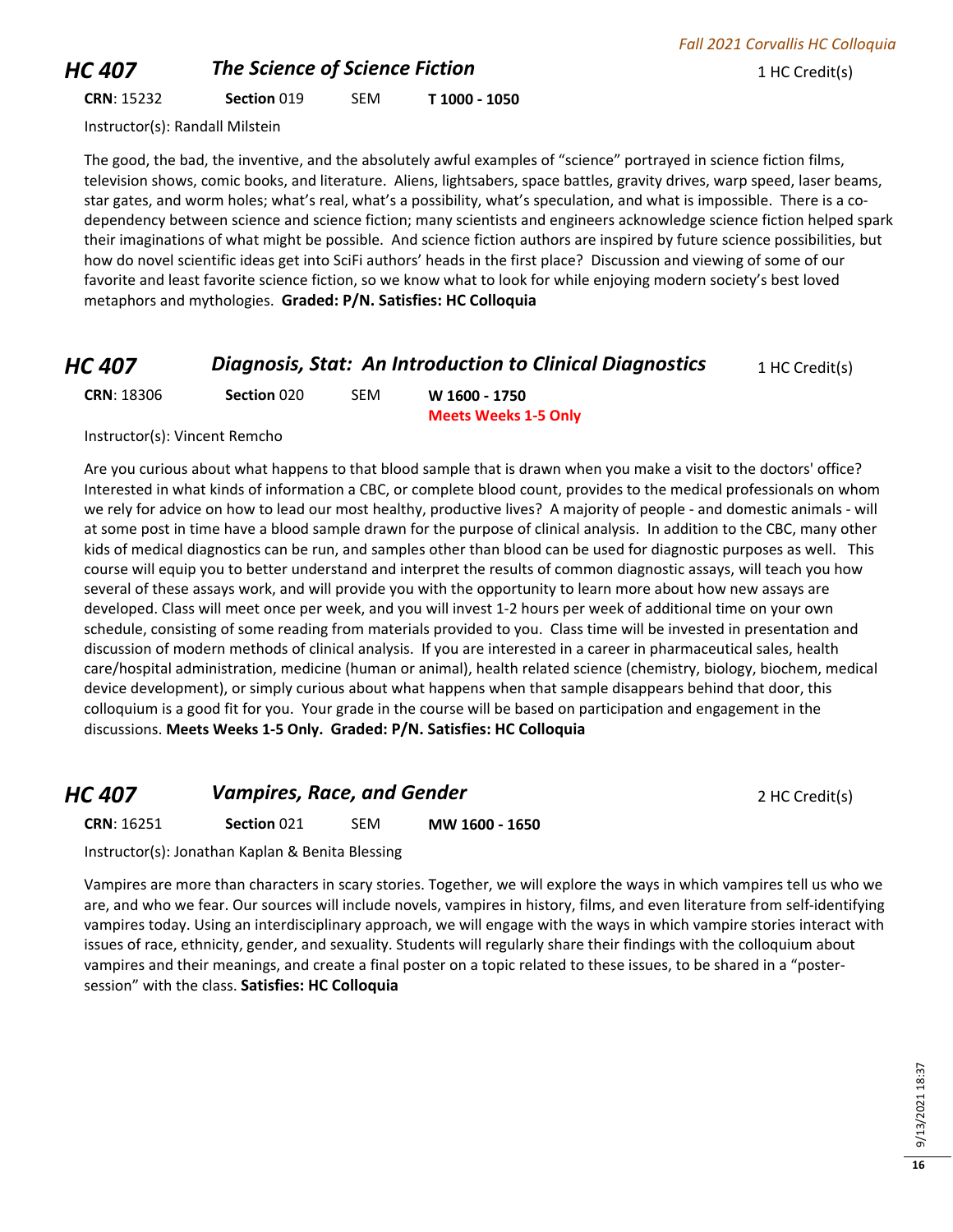## HC 407 — *The Science of Science Fiction*

1 HC Credit(s)

**CRN**: 15232 **Section** 019 SEM **T 1000 - 1050**

Instructor(s): Randall Milstein

The good, the bad, the inventive, and the absolutely awful examples of "science" portrayed in science fiction films, television shows, comic books, and literature. Aliens, lightsabers, space battles, gravity drives, warp speed, laser beams, star gates, and worm holes; what's real, what's a possibility, what's speculation, and what is impossible. There is a co-dependency between science and science fiction; many scientists and engineers acknowledge science fiction helped spark their imaginations of what might be possible. And science fiction authors are inspired by future science possibilities, but how do novel scientific ideas get into SciFi authors' heads in the first place? Discussion and viewing of some of our favorite and least favorite science fiction, so we know what to look for while enjoying modern society's best loved metaphors and mythologies. **Graded: P/N. Satisfies: HC Colloquia**

## HC 407 — *Diagnosis, Stat: An Introduction to Clinical Diagnostics*

1 HC Credit(s)

**CRN**: 18306 **Section** 020 SEM **W 1600 - 1750**
**Meets Weeks 1-5 Only**

Instructor(s): Vincent Remcho

Are you curious about what happens to that blood sample that is drawn when you make a visit to the doctors' office? Interested in what kinds of information a CBC, or complete blood count, provides to the medical professionals on whom we rely for advice on how to lead our most healthy, productive lives? A majority of people - and domestic animals - will at some post in time have a blood sample drawn for the purpose of clinical analysis. In addition to the CBC, many other kids of medical diagnostics can be run, and samples other than blood can be used for diagnostic purposes as well. This course will equip you to better understand and interpret the results of common diagnostic assays, will teach you how several of these assays work, and will provide you with the opportunity to learn more about how new assays are developed. Class will meet once per week, and you will invest 1-2 hours per week of additional time on your own schedule, consisting of some reading from materials provided to you. Class time will be invested in presentation and discussion of modern methods of clinical analysis. If you are interested in a career in pharmaceutical sales, health care/hospital administration, medicine (human or animal), health related science (chemistry, biology, biochem, medical device development), or simply curious about what happens when that sample disappears behind that door, this colloquium is a good fit for you. Your grade in the course will be based on participation and engagement in the discussions. **Meets Weeks 1-5 Only. Graded: P/N. Satisfies: HC Colloquia**

## HC 407 — *Vampires, Race, and Gender*

2 HC Credit(s)

**CRN**: 16251 **Section** 021 SEM **MW 1600 - 1650**

Instructor(s): Jonathan Kaplan & Benita Blessing

Vampires are more than characters in scary stories. Together, we will explore the ways in which vampires tell us who we are, and who we fear. Our sources will include novels, vampires in history, films, and even literature from self-identifying vampires today. Using an interdisciplinary approach, we will engage with the ways in which vampire stories interact with issues of race, ethnicity, gender, and sexuality. Students will regularly share their findings with the colloquium about vampires and their meanings, and create a final poster on a topic related to these issues, to be shared in a "poster-session" with the class. **Satisfies: HC Colloquia**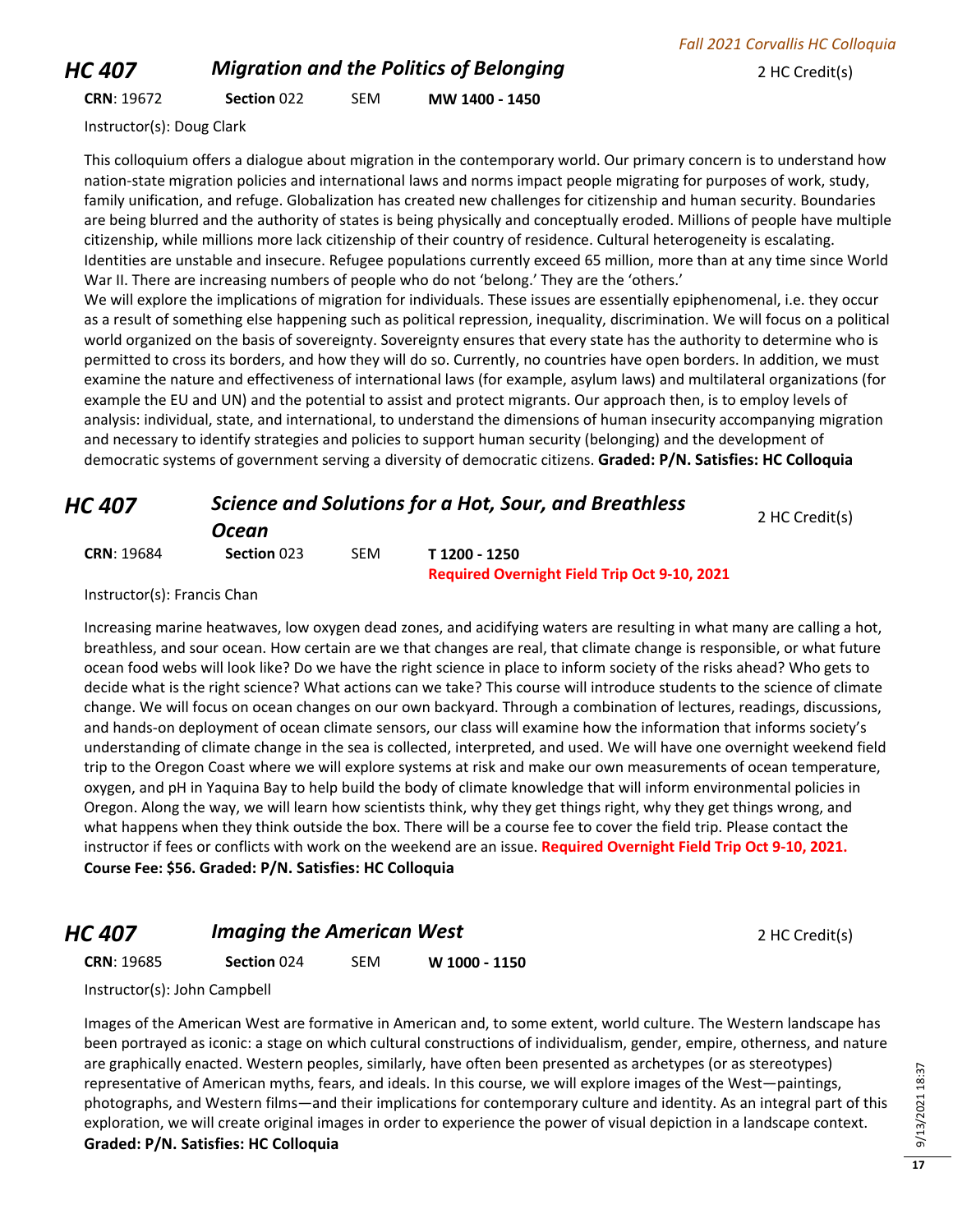## HC 407 *Migration and the Politics of Belonging*

2 HC Credit(s)

**CRN**: 19672 **Section** 022 SEM **MW 1400 - 1450**

Instructor(s): Doug Clark

This colloquium offers a dialogue about migration in the contemporary world. Our primary concern is to understand how nation-state migration policies and international laws and norms impact people migrating for purposes of work, study, family unification, and refuge. Globalization has created new challenges for citizenship and human security. Boundaries are being blurred and the authority of states is being physically and conceptually eroded. Millions of people have multiple citizenship, while millions more lack citizenship of their country of residence. Cultural heterogeneity is escalating. Identities are unstable and insecure. Refugee populations currently exceed 65 million, more than at any time since World War II. There are increasing numbers of people who do not 'belong.' They are the 'others.'

We will explore the implications of migration for individuals. These issues are essentially epiphenomenal, i.e. they occur as a result of something else happening such as political repression, inequality, discrimination. We will focus on a political world organized on the basis of sovereignty. Sovereignty ensures that every state has the authority to determine who is permitted to cross its borders, and how they will do so. Currently, no countries have open borders. In addition, we must examine the nature and effectiveness of international laws (for example, asylum laws) and multilateral organizations (for example the EU and UN) and the potential to assist and protect migrants. Our approach then, is to employ levels of analysis: individual, state, and international, to understand the dimensions of human insecurity accompanying migration and necessary to identify strategies and policies to support human security (belonging) and the development of democratic systems of government serving a diversity of democratic citizens. **Graded: P/N. Satisfies: HC Colloquia**

## HC 407 *Science and Solutions for a Hot, Sour, and Breathless Ocean*

2 HC Credit(s)

**CRN**: 19684 **Section** 023 SEM **T 1200 - 1250**
**Required Overnight Field Trip Oct 9-10, 2021**

Instructor(s): Francis Chan

Increasing marine heatwaves, low oxygen dead zones, and acidifying waters are resulting in what many are calling a hot, breathless, and sour ocean. How certain are we that changes are real, that climate change is responsible, or what future ocean food webs will look like? Do we have the right science in place to inform society of the risks ahead? Who gets to decide what is the right science? What actions can we take? This course will introduce students to the science of climate change. We will focus on ocean changes on our own backyard. Through a combination of lectures, readings, discussions, and hands-on deployment of ocean climate sensors, our class will examine how the information that informs society's understanding of climate change in the sea is collected, interpreted, and used. We will have one overnight weekend field trip to the Oregon Coast where we will explore systems at risk and make our own measurements of ocean temperature, oxygen, and pH in Yaquina Bay to help build the body of climate knowledge that will inform environmental policies in Oregon. Along the way, we will learn how scientists think, why they get things right, why they get things wrong, and what happens when they think outside the box. There will be a course fee to cover the field trip. Please contact the instructor if fees or conflicts with work on the weekend are an issue. **Required Overnight Field Trip Oct 9-10, 2021.** **Course Fee: $56. Graded: P/N. Satisfies: HC Colloquia**

## HC 407 *Imaging the American West*

2 HC Credit(s)

**CRN**: 19685 **Section** 024 SEM **W 1000 - 1150**

Instructor(s): John Campbell

Images of the American West are formative in American and, to some extent, world culture. The Western landscape has been portrayed as iconic: a stage on which cultural constructions of individualism, gender, empire, otherness, and nature are graphically enacted. Western peoples, similarly, have often been presented as archetypes (or as stereotypes) representative of American myths, fears, and ideals. In this course, we will explore images of the West—paintings, photographs, and Western films—and their implications for contemporary culture and identity. As an integral part of this exploration, we will create original images in order to experience the power of visual depiction in a landscape context. **Graded: P/N. Satisfies: HC Colloquia**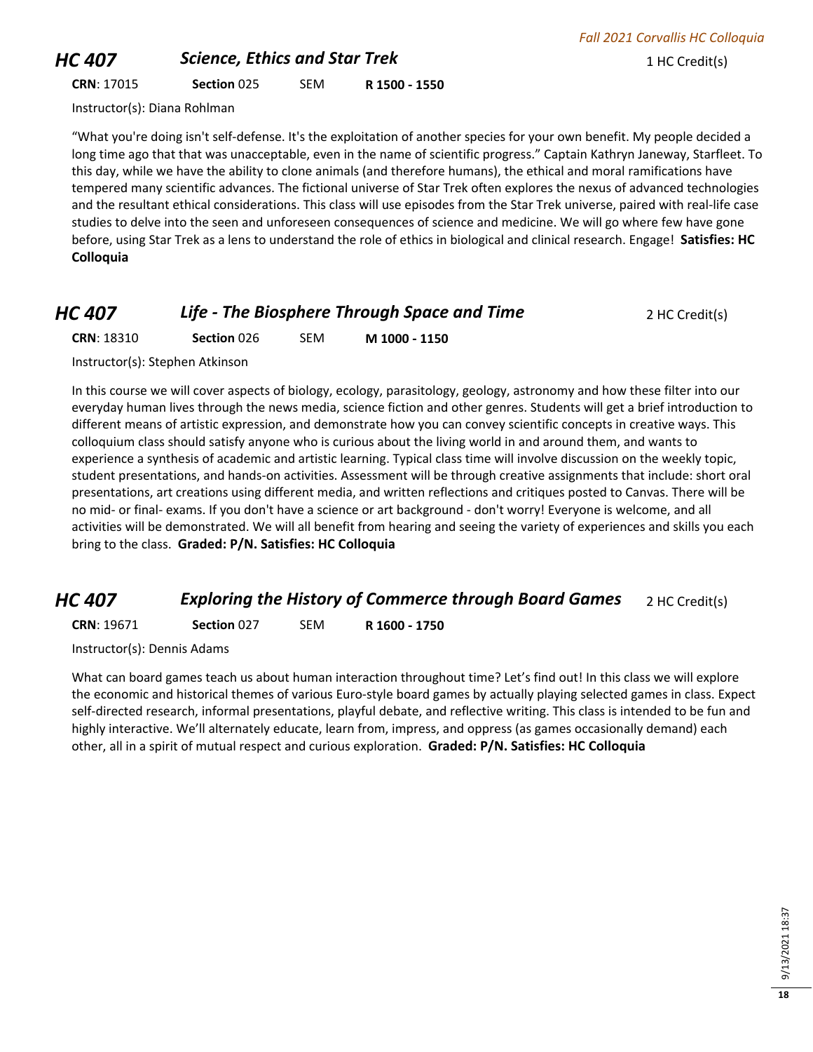## HC 407 *Science, Ethics and Star Trek*

1 HC Credit(s)

**CRN**: 17015 **Section** 025 SEM **R 1500 - 1550**

Instructor(s): Diana Rohlman

"What you're doing isn't self-defense. It's the exploitation of another species for your own benefit. My people decided a long time ago that that was unacceptable, even in the name of scientific progress." Captain Kathryn Janeway, Starfleet. To this day, while we have the ability to clone animals (and therefore humans), the ethical and moral ramifications have tempered many scientific advances. The fictional universe of Star Trek often explores the nexus of advanced technologies and the resultant ethical considerations. This class will use episodes from the Star Trek universe, paired with real-life case studies to delve into the seen and unforeseen consequences of science and medicine. We will go where few have gone before, using Star Trek as a lens to understand the role of ethics in biological and clinical research. Engage! **Satisfies: HC Colloquia**

## HC 407 *Life - The Biosphere Through Space and Time*

2 HC Credit(s)

**CRN**: 18310 **Section** 026 SEM **M 1000 - 1150**

Instructor(s): Stephen Atkinson

In this course we will cover aspects of biology, ecology, parasitology, geology, astronomy and how these filter into our everyday human lives through the news media, science fiction and other genres. Students will get a brief introduction to different means of artistic expression, and demonstrate how you can convey scientific concepts in creative ways. This colloquium class should satisfy anyone who is curious about the living world in and around them, and wants to experience a synthesis of academic and artistic learning. Typical class time will involve discussion on the weekly topic, student presentations, and hands-on activities. Assessment will be through creative assignments that include: short oral presentations, art creations using different media, and written reflections and critiques posted to Canvas. There will be no mid- or final- exams. If you don't have a science or art background - don't worry! Everyone is welcome, and all activities will be demonstrated. We will all benefit from hearing and seeing the variety of experiences and skills you each bring to the class. **Graded: P/N. Satisfies: HC Colloquia**

## HC 407 *Exploring the History of Commerce through Board Games*

2 HC Credit(s)

**CRN**: 19671 **Section** 027 SEM **R 1600 - 1750**

Instructor(s): Dennis Adams

What can board games teach us about human interaction throughout time? Let's find out! In this class we will explore the economic and historical themes of various Euro-style board games by actually playing selected games in class. Expect self-directed research, informal presentations, playful debate, and reflective writing. This class is intended to be fun and highly interactive. We'll alternately educate, learn from, impress, and oppress (as games occasionally demand) each other, all in a spirit of mutual respect and curious exploration. **Graded: P/N. Satisfies: HC Colloquia**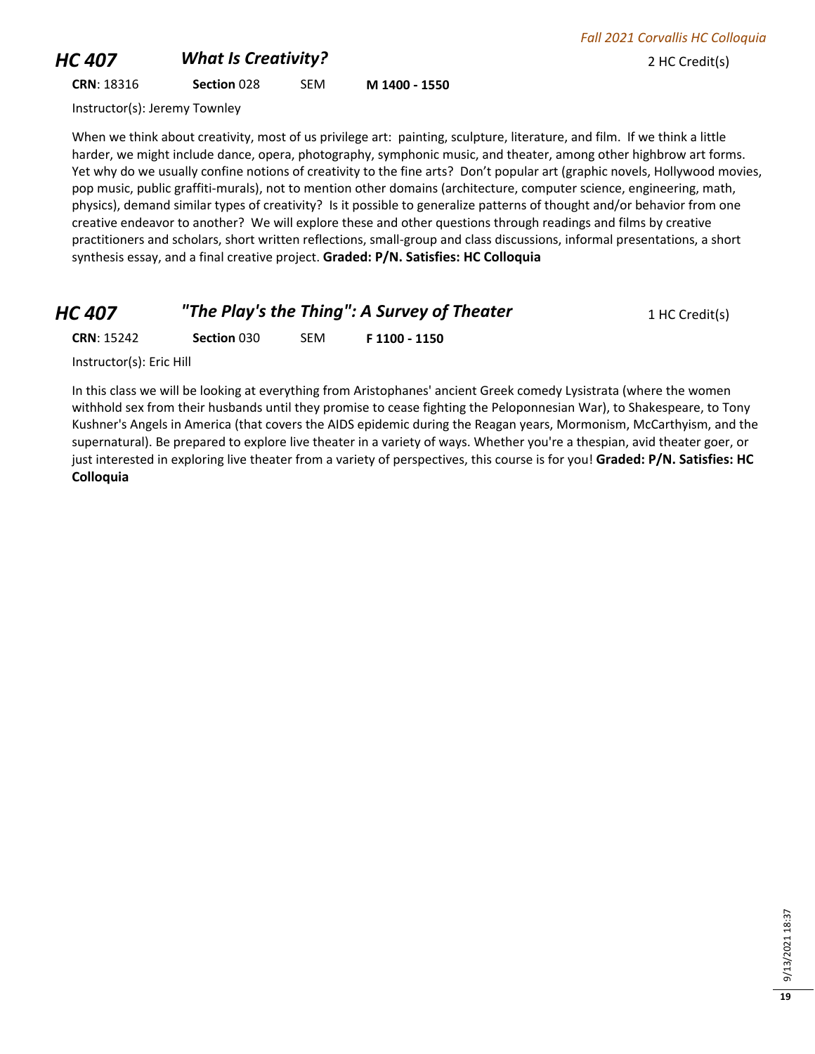## HC 407 *What Is Creativity?*

2 HC Credit(s)

**CRN**: 18316 **Section** 028 SEM **M 1400 - 1550**

Instructor(s): Jeremy Townley

When we think about creativity, most of us privilege art: painting, sculpture, literature, and film. If we think a little harder, we might include dance, opera, photography, symphonic music, and theater, among other highbrow art forms. Yet why do we usually confine notions of creativity to the fine arts? Don't popular art (graphic novels, Hollywood movies, pop music, public graffiti-murals), not to mention other domains (architecture, computer science, engineering, math, physics), demand similar types of creativity? Is it possible to generalize patterns of thought and/or behavior from one creative endeavor to another? We will explore these and other questions through readings and films by creative practitioners and scholars, short written reflections, small-group and class discussions, informal presentations, a short synthesis essay, and a final creative project. **Graded: P/N. Satisfies: HC Colloquia**

## HC 407 *"The Play's the Thing": A Survey of Theater*

1 HC Credit(s)

**CRN**: 15242 **Section** 030 SEM **F 1100 - 1150**

Instructor(s): Eric Hill

In this class we will be looking at everything from Aristophanes' ancient Greek comedy Lysistrata (where the women withhold sex from their husbands until they promise to cease fighting the Peloponnesian War), to Shakespeare, to Tony Kushner's Angels in America (that covers the AIDS epidemic during the Reagan years, Mormonism, McCarthyism, and the supernatural). Be prepared to explore live theater in a variety of ways. Whether you're a thespian, avid theater goer, or just interested in exploring live theater from a variety of perspectives, this course is for you! **Graded: P/N. Satisfies: HC Colloquia**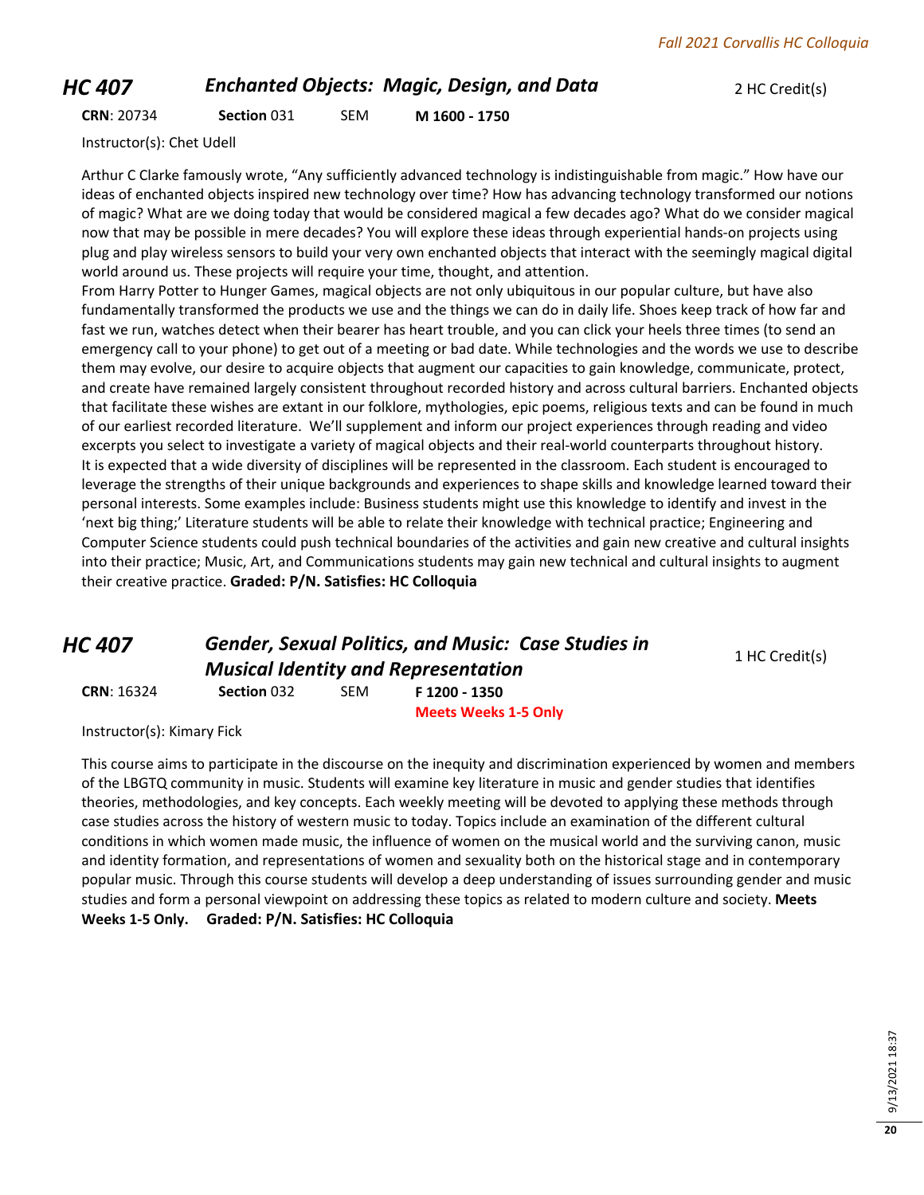## HC 407 *Enchanted Objects: Magic, Design, and Data*

2 HC Credit(s)

**CRN**: 20734 **Section** 031 SEM **M 1600 - 1750**

Instructor(s): Chet Udell

Arthur C Clarke famously wrote, "Any sufficiently advanced technology is indistinguishable from magic." How have our ideas of enchanted objects inspired new technology over time? How has advancing technology transformed our notions of magic? What are we doing today that would be considered magical a few decades ago? What do we consider magical now that may be possible in mere decades? You will explore these ideas through experiential hands-on projects using plug and play wireless sensors to build your very own enchanted objects that interact with the seemingly magical digital world around us. These projects will require your time, thought, and attention.

From Harry Potter to Hunger Games, magical objects are not only ubiquitous in our popular culture, but have also fundamentally transformed the products we use and the things we can do in daily life. Shoes keep track of how far and fast we run, watches detect when their bearer has heart trouble, and you can click your heels three times (to send an emergency call to your phone) to get out of a meeting or bad date. While technologies and the words we use to describe them may evolve, our desire to acquire objects that augment our capacities to gain knowledge, communicate, protect, and create have remained largely consistent throughout recorded history and across cultural barriers. Enchanted objects that facilitate these wishes are extant in our folklore, mythologies, epic poems, religious texts and can be found in much of our earliest recorded literature. We'll supplement and inform our project experiences through reading and video excerpts you select to investigate a variety of magical objects and their real-world counterparts throughout history.

It is expected that a wide diversity of disciplines will be represented in the classroom. Each student is encouraged to leverage the strengths of their unique backgrounds and experiences to shape skills and knowledge learned toward their personal interests. Some examples include: Business students might use this knowledge to identify and invest in the 'next big thing;' Literature students will be able to relate their knowledge with technical practice; Engineering and Computer Science students could push technical boundaries of the activities and gain new creative and cultural insights into their practice; Music, Art, and Communications students may gain new technical and cultural insights to augment their creative practice. **Graded: P/N. Satisfies: HC Colloquia**

## HC 407 *Gender, Sexual Politics, and Music: Case Studies in Musical Identity and Representation*

1 HC Credit(s)

**CRN**: 16324 **Section** 032 SEM **F 1200 - 1350**
**Meets Weeks 1-5 Only**

Instructor(s): Kimary Fick

This course aims to participate in the discourse on the inequity and discrimination experienced by women and members of the LBGTQ community in music. Students will examine key literature in music and gender studies that identifies theories, methodologies, and key concepts. Each weekly meeting will be devoted to applying these methods through case studies across the history of western music to today. Topics include an examination of the different cultural conditions in which women made music, the influence of women on the musical world and the surviving canon, music and identity formation, and representations of women and sexuality both on the historical stage and in contemporary popular music. Through this course students will develop a deep understanding of issues surrounding gender and music studies and form a personal viewpoint on addressing these topics as related to modern culture and society. **Meets Weeks 1-5 Only. Graded: P/N. Satisfies: HC Colloquia**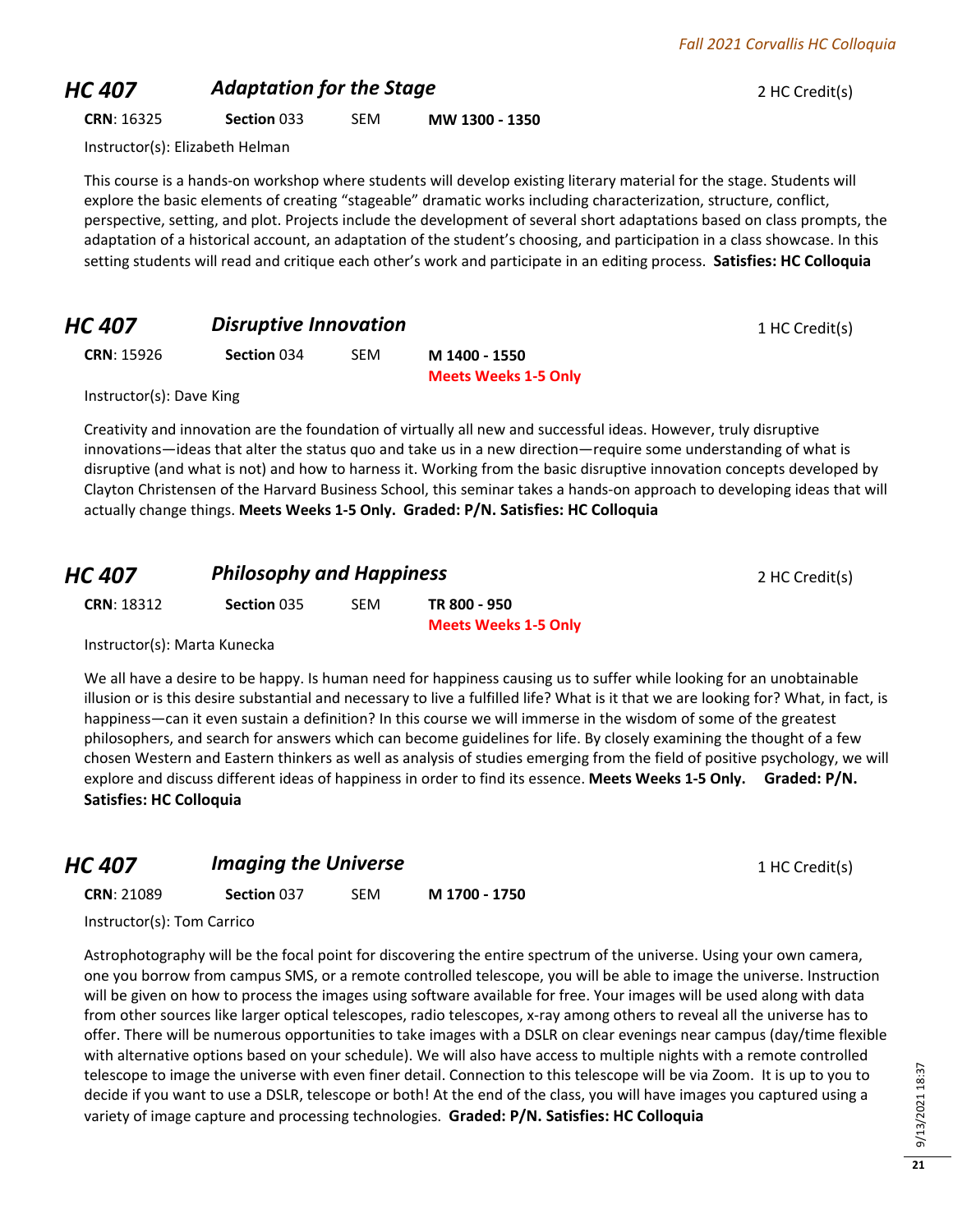## HC 407 — *Adaptation for the Stage*

2 HC Credit(s)

**CRN**: 16325 **Section** 033 SEM **MW 1300 - 1350**

Instructor(s): Elizabeth Helman

This course is a hands-on workshop where students will develop existing literary material for the stage. Students will explore the basic elements of creating "stageable" dramatic works including characterization, structure, conflict, perspective, setting, and plot. Projects include the development of several short adaptations based on class prompts, the adaptation of a historical account, an adaptation of the student's choosing, and participation in a class showcase. In this setting students will read and critique each other's work and participate in an editing process. **Satisfies: HC Colloquia**

## HC 407 — *Disruptive Innovation*

1 HC Credit(s)

**CRN**: 15926 **Section** 034 SEM **M 1400 - 1550**
**Meets Weeks 1-5 Only**

Instructor(s): Dave King

Creativity and innovation are the foundation of virtually all new and successful ideas. However, truly disruptive innovations—ideas that alter the status quo and take us in a new direction—require some understanding of what is disruptive (and what is not) and how to harness it. Working from the basic disruptive innovation concepts developed by Clayton Christensen of the Harvard Business School, this seminar takes a hands-on approach to developing ideas that will actually change things. **Meets Weeks 1-5 Only. Graded: P/N. Satisfies: HC Colloquia**

## HC 407 — *Philosophy and Happiness*

2 HC Credit(s)

**CRN**: 18312 **Section** 035 SEM **TR 800 - 950**
**Meets Weeks 1-5 Only**

Instructor(s): Marta Kunecka

We all have a desire to be happy. Is human need for happiness causing us to suffer while looking for an unobtainable illusion or is this desire substantial and necessary to live a fulfilled life? What is it that we are looking for? What, in fact, is happiness—can it even sustain a definition? In this course we will immerse in the wisdom of some of the greatest philosophers, and search for answers which can become guidelines for life. By closely examining the thought of a few chosen Western and Eastern thinkers as well as analysis of studies emerging from the field of positive psychology, we will explore and discuss different ideas of happiness in order to find its essence. **Meets Weeks 1-5 Only. Graded: P/N. Satisfies: HC Colloquia**

## HC 407 — *Imaging the Universe*

1 HC Credit(s)

**CRN**: 21089 **Section** 037 SEM **M 1700 - 1750**

Instructor(s): Tom Carrico

Astrophotography will be the focal point for discovering the entire spectrum of the universe. Using your own camera, one you borrow from campus SMS, or a remote controlled telescope, you will be able to image the universe. Instruction will be given on how to process the images using software available for free. Your images will be used along with data from other sources like larger optical telescopes, radio telescopes, x-ray among others to reveal all the universe has to offer. There will be numerous opportunities to take images with a DSLR on clear evenings near campus (day/time flexible with alternative options based on your schedule). We will also have access to multiple nights with a remote controlled telescope to image the universe with even finer detail. Connection to this telescope will be via Zoom. It is up to you to decide if you want to use a DSLR, telescope or both! At the end of the class, you will have images you captured using a variety of image capture and processing technologies. **Graded: P/N. Satisfies: HC Colloquia**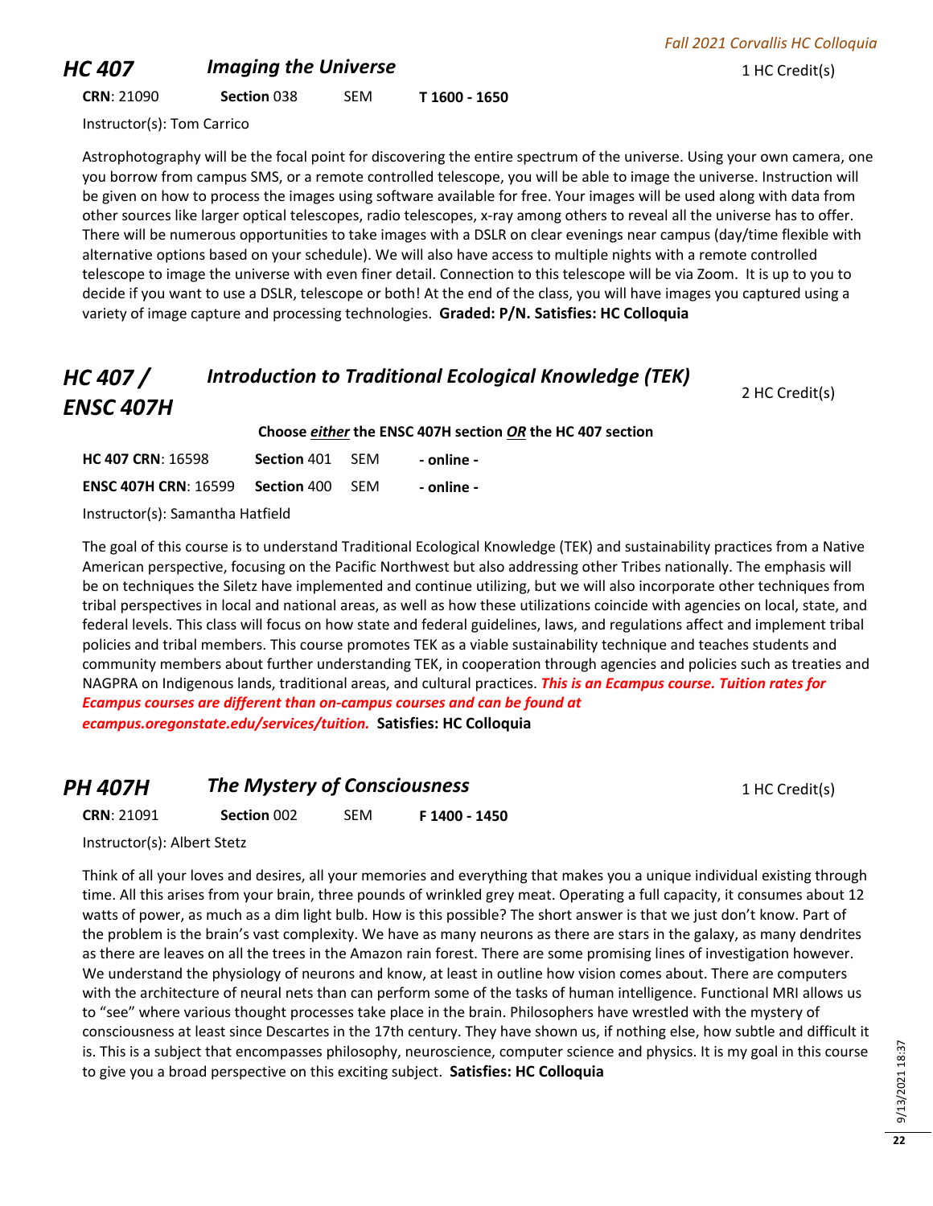## HC 407 *Imaging the Universe*

1 HC Credit(s)

**CRN**: 21090 **Section** 038 SEM **T 1600 - 1650**

Instructor(s): Tom Carrico

Astrophotography will be the focal point for discovering the entire spectrum of the universe. Using your own camera, one you borrow from campus SMS, or a remote controlled telescope, you will be able to image the universe. Instruction will be given on how to process the images using software available for free. Your images will be used along with data from other sources like larger optical telescopes, radio telescopes, x-ray among others to reveal all the universe has to offer. There will be numerous opportunities to take images with a DSLR on clear evenings near campus (day/time flexible with alternative options based on your schedule). We will also have access to multiple nights with a remote controlled telescope to image the universe with even finer detail. Connection to this telescope will be via Zoom. It is up to you to decide if you want to use a DSLR, telescope or both! At the end of the class, you will have images you captured using a variety of image capture and processing technologies. **Graded: P/N. Satisfies: HC Colloquia**

## HC 407 / ENSC 407H *Introduction to Traditional Ecological Knowledge (TEK)*

2 HC Credit(s)

**Choose *either* the ENSC 407H section *OR* the HC 407 section**

**HC 407 CRN**: 16598 **Section** 401 SEM **- online -**

**ENSC 407H CRN**: 16599 **Section** 400 SEM **- online -**

Instructor(s): Samantha Hatfield

The goal of this course is to understand Traditional Ecological Knowledge (TEK) and sustainability practices from a Native American perspective, focusing on the Pacific Northwest but also addressing other Tribes nationally. The emphasis will be on techniques the Siletz have implemented and continue utilizing, but we will also incorporate other techniques from tribal perspectives in local and national areas, as well as how these utilizations coincide with agencies on local, state, and federal levels. This class will focus on how state and federal guidelines, laws, and regulations affect and implement tribal policies and tribal members. This course promotes TEK as a viable sustainability technique and teaches students and community members about further understanding TEK, in cooperation through agencies and policies such as treaties and NAGPRA on Indigenous lands, traditional areas, and cultural practices. ***This is an Ecampus course. Tuition rates for Ecampus courses are different than on-campus courses and can be found at ecampus.oregonstate.edu/services/tuition.*** **Satisfies: HC Colloquia**

## PH 407H *The Mystery of Consciousness*

1 HC Credit(s)

**CRN**: 21091 **Section** 002 SEM **F 1400 - 1450**

Instructor(s): Albert Stetz

Think of all your loves and desires, all your memories and everything that makes you a unique individual existing through time. All this arises from your brain, three pounds of wrinkled grey meat. Operating a full capacity, it consumes about 12 watts of power, as much as a dim light bulb. How is this possible? The short answer is that we just don't know. Part of the problem is the brain's vast complexity. We have as many neurons as there are stars in the galaxy, as many dendrites as there are leaves on all the trees in the Amazon rain forest. There are some promising lines of investigation however. We understand the physiology of neurons and know, at least in outline how vision comes about. There are computers with the architecture of neural nets than can perform some of the tasks of human intelligence. Functional MRI allows us to "see" where various thought processes take place in the brain. Philosophers have wrestled with the mystery of consciousness at least since Descartes in the 17th century. They have shown us, if nothing else, how subtle and difficult it is. This is a subject that encompasses philosophy, neuroscience, computer science and physics. It is my goal in this course to give you a broad perspective on this exciting subject. **Satisfies: HC Colloquia**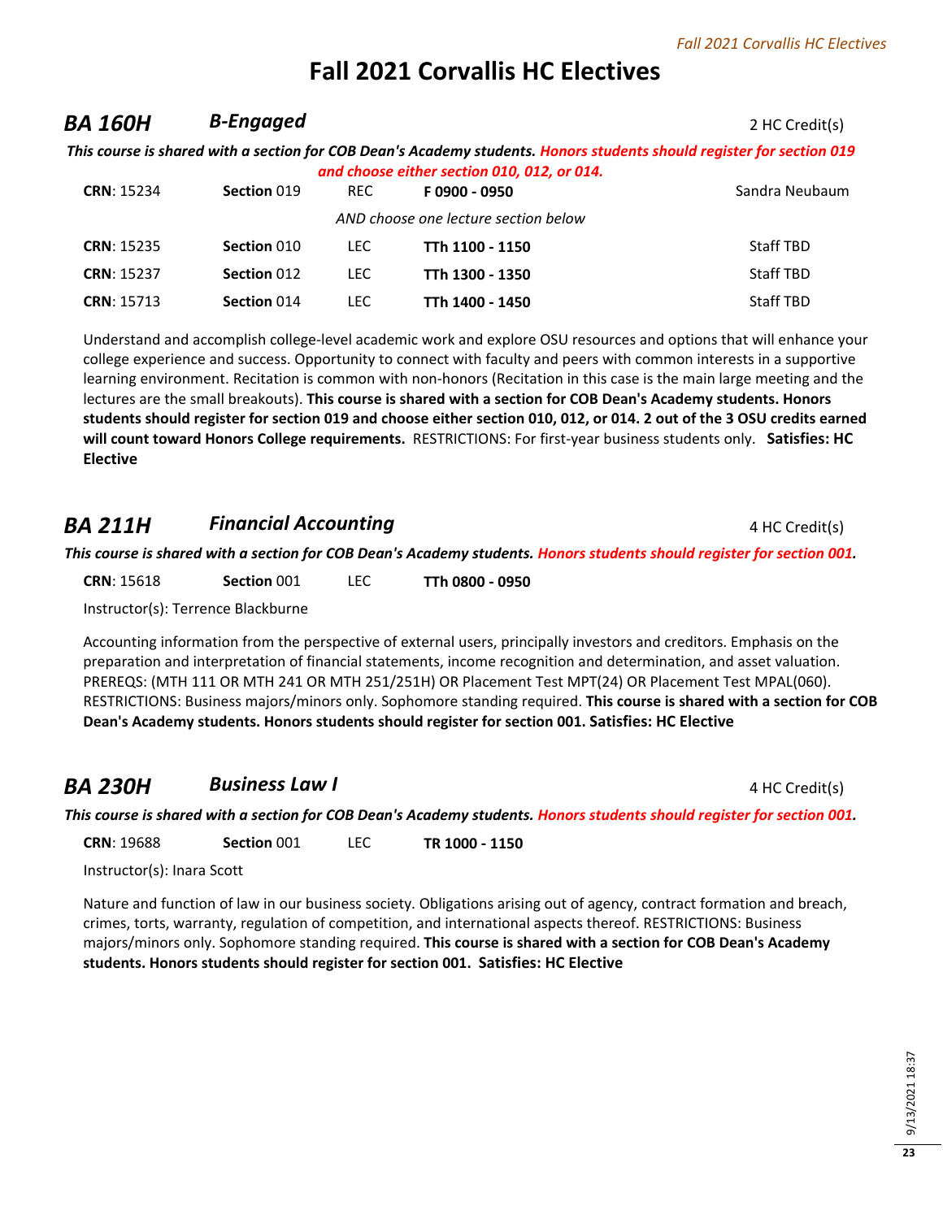# Fall 2021 Corvallis HC Electives

## BA 160H — *B-Engaged* — 2 HC Credit(s)

***This course is shared with a section for COB Dean's Academy students. Honors students should register for section 019 and choose either section 010, 012, or 014.***

| CRN | Section | Type | Time | Instructor |
|---|---|---|---|---|
| **CRN**: 15234 | **Section** 019 | REC | **F 0900 - 0950** | Sandra Neubaum |
| | | *AND choose one lecture section below* | | |
| **CRN**: 15235 | **Section** 010 | LEC | **TTh 1100 - 1150** | Staff TBD |
| **CRN**: 15237 | **Section** 012 | LEC | **TTh 1300 - 1350** | Staff TBD |
| **CRN**: 15713 | **Section** 014 | LEC | **TTh 1400 - 1450** | Staff TBD |

Understand and accomplish college-level academic work and explore OSU resources and options that will enhance your college experience and success. Opportunity to connect with faculty and peers with common interests in a supportive learning environment. Recitation is common with non-honors (Recitation in this case is the main large meeting and the lectures are the small breakouts). **This course is shared with a section for COB Dean's Academy students. Honors students should register for section 019 and choose either section 010, 012, or 014. 2 out of the 3 OSU credits earned will count toward Honors College requirements.** RESTRICTIONS: For first-year business students only. **Satisfies: HC Elective**

## BA 211H — *Financial Accounting* — 4 HC Credit(s)

***This course is shared with a section for COB Dean's Academy students. Honors students should register for section 001.***

**CRN**: 15618 | **Section** 001 | LEC | **TTh 0800 - 0950**

Instructor(s): Terrence Blackburne

Accounting information from the perspective of external users, principally investors and creditors. Emphasis on the preparation and interpretation of financial statements, income recognition and determination, and asset valuation. PREREQS: (MTH 111 OR MTH 241 OR MTH 251/251H) OR Placement Test MPT(24) OR Placement Test MPAL(060). RESTRICTIONS: Business majors/minors only. Sophomore standing required. **This course is shared with a section for COB Dean's Academy students. Honors students should register for section 001. Satisfies: HC Elective**

## BA 230H — *Business Law I* — 4 HC Credit(s)

***This course is shared with a section for COB Dean's Academy students. Honors students should register for section 001.***

**CRN**: 19688 | **Section** 001 | LEC | **TR 1000 - 1150**

Instructor(s): Inara Scott

Nature and function of law in our business society. Obligations arising out of agency, contract formation and breach, crimes, torts, warranty, regulation of competition, and international aspects thereof. RESTRICTIONS: Business majors/minors only. Sophomore standing required. **This course is shared with a section for COB Dean's Academy students. Honors students should register for section 001. Satisfies: HC Elective**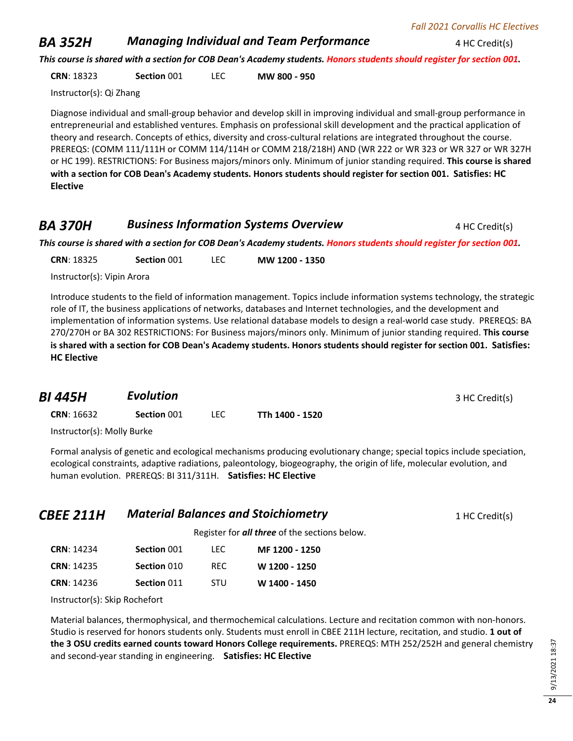## BA 352H — *Managing Individual and Team Performance* — 4 HC Credit(s)

***This course is shared with a section for COB Dean's Academy students. Honors students should register for section 001.***

**CRN**: 18323 | **Section** 001 | LEC | **MW 800 - 950**

Instructor(s): Qi Zhang

Diagnose individual and small-group behavior and develop skill in improving individual and small-group performance in entrepreneurial and established ventures. Emphasis on professional skill development and the practical application of theory and research. Concepts of ethics, diversity and cross-cultural relations are integrated throughout the course. PREREQS: (COMM 111/111H or COMM 114/114H or COMM 218/218H) AND (WR 222 or WR 323 or WR 327 or WR 327H or HC 199). RESTRICTIONS: For Business majors/minors only. Minimum of junior standing required. **This course is shared with a section for COB Dean's Academy students. Honors students should register for section 001. Satisfies: HC Elective**

## BA 370H — *Business Information Systems Overview* — 4 HC Credit(s)

***This course is shared with a section for COB Dean's Academy students. Honors students should register for section 001.***

**CRN**: 18325 | **Section** 001 | LEC | **MW 1200 - 1350**

Instructor(s): Vipin Arora

Introduce students to the field of information management. Topics include information systems technology, the strategic role of IT, the business applications of networks, databases and Internet technologies, and the development and implementation of information systems. Use relational database models to design a real-world case study. PREREQS: BA 270/270H or BA 302 RESTRICTIONS: For Business majors/minors only. Minimum of junior standing required. **This course is shared with a section for COB Dean's Academy students. Honors students should register for section 001. Satisfies: HC Elective**

## BI 445H — *Evolution* — 3 HC Credit(s)

**CRN**: 16632 | **Section** 001 | LEC | **TTh 1400 - 1520**

Instructor(s): Molly Burke

Formal analysis of genetic and ecological mechanisms producing evolutionary change; special topics include speciation, ecological constraints, adaptive radiations, paleontology, biogeography, the origin of life, molecular evolution, and human evolution. PREREQS: BI 311/311H. **Satisfies: HC Elective**

## CBEE 211H — *Material Balances and Stoichiometry* — 1 HC Credit(s)

Register for ***all three*** of the sections below.

| CRN | Section | Type | Time |
|---|---|---|---|
| **CRN**: 14234 | **Section** 001 | LEC | **MF 1200 - 1250** |
| **CRN**: 14235 | **Section** 010 | REC | **W 1200 - 1250** |
| **CRN**: 14236 | **Section** 011 | STU | **W 1400 - 1450** |

Instructor(s): Skip Rochefort

Material balances, thermophysical, and thermochemical calculations. Lecture and recitation common with non-honors. Studio is reserved for honors students only. Students must enroll in CBEE 211H lecture, recitation, and studio. **1 out of the 3 OSU credits earned counts toward Honors College requirements.** PREREQS: MTH 252/252H and general chemistry and second-year standing in engineering. **Satisfies: HC Elective**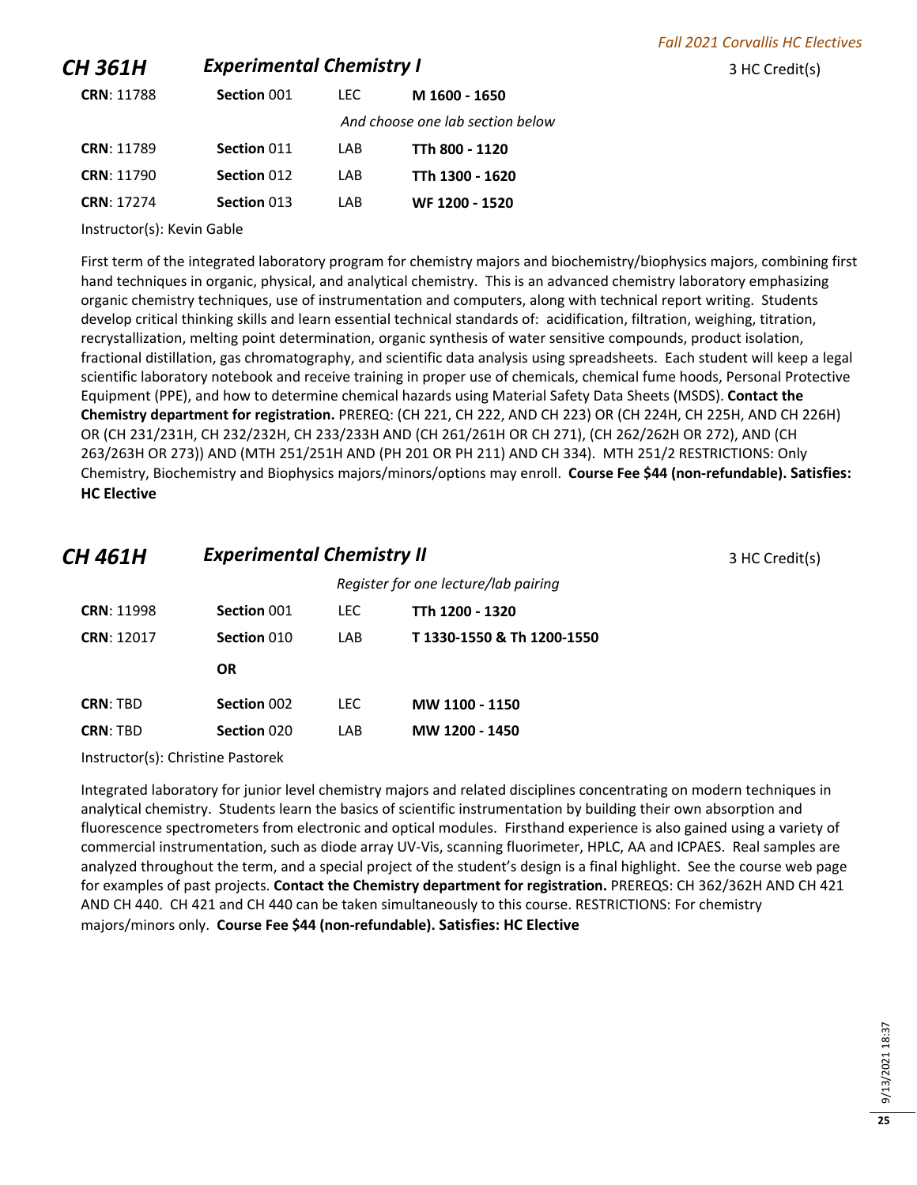## CH 361H *Experimental Chemistry I*

3 HC Credit(s)

| | | | |
|---|---|---|---|
| **CRN**: 11788 | **Section** 001 | LEC | **M 1600 - 1650** |
| | | | *And choose one lab section below* |
| **CRN**: 11789 | **Section** 011 | LAB | **TTh 800 - 1120** |
| **CRN**: 11790 | **Section** 012 | LAB | **TTh 1300 - 1620** |
| **CRN**: 17274 | **Section** 013 | LAB | **WF 1200 - 1520** |

Instructor(s): Kevin Gable

First term of the integrated laboratory program for chemistry majors and biochemistry/biophysics majors, combining first hand techniques in organic, physical, and analytical chemistry. This is an advanced chemistry laboratory emphasizing organic chemistry techniques, use of instrumentation and computers, along with technical report writing. Students develop critical thinking skills and learn essential technical standards of: acidification, filtration, weighing, titration, recrystallization, melting point determination, organic synthesis of water sensitive compounds, product isolation, fractional distillation, gas chromatography, and scientific data analysis using spreadsheets. Each student will keep a legal scientific laboratory notebook and receive training in proper use of chemicals, chemical fume hoods, Personal Protective Equipment (PPE), and how to determine chemical hazards using Material Safety Data Sheets (MSDS). **Contact the Chemistry department for registration.** PREREQ: (CH 221, CH 222, AND CH 223) OR (CH 224H, CH 225H, AND CH 226H) OR (CH 231/231H, CH 232/232H, CH 233/233H AND (CH 261/261H OR CH 271), (CH 262/262H OR 272), AND (CH 263/263H OR 273)) AND (MTH 251/251H AND (PH 201 OR PH 211) AND CH 334). MTH 251/2 RESTRICTIONS: Only Chemistry, Biochemistry and Biophysics majors/minors/options may enroll. **Course Fee $44 (non-refundable). Satisfies: HC Elective**

## CH 461H *Experimental Chemistry II*

3 HC Credit(s)

| | | | |
|---|---|---|---|
| | | | *Register for one lecture/lab pairing* |
| **CRN**: 11998 | **Section** 001 | LEC | **TTh 1200 - 1320** |
| **CRN**: 12017 | **Section** 010 | LAB | **T 1330-1550 & Th 1200-1550** |
| | **OR** | | |
| **CRN**: TBD | **Section** 002 | LEC | **MW 1100 - 1150** |
| **CRN**: TBD | **Section** 020 | LAB | **MW 1200 - 1450** |

Instructor(s): Christine Pastorek

Integrated laboratory for junior level chemistry majors and related disciplines concentrating on modern techniques in analytical chemistry. Students learn the basics of scientific instrumentation by building their own absorption and fluorescence spectrometers from electronic and optical modules. Firsthand experience is also gained using a variety of commercial instrumentation, such as diode array UV-Vis, scanning fluorimeter, HPLC, AA and ICPAES. Real samples are analyzed throughout the term, and a special project of the student's design is a final highlight. See the course web page for examples of past projects. **Contact the Chemistry department for registration.** PREREQS: CH 362/362H AND CH 421 AND CH 440. CH 421 and CH 440 can be taken simultaneously to this course. RESTRICTIONS: For chemistry majors/minors only. **Course Fee $44 (non-refundable). Satisfies: HC Elective**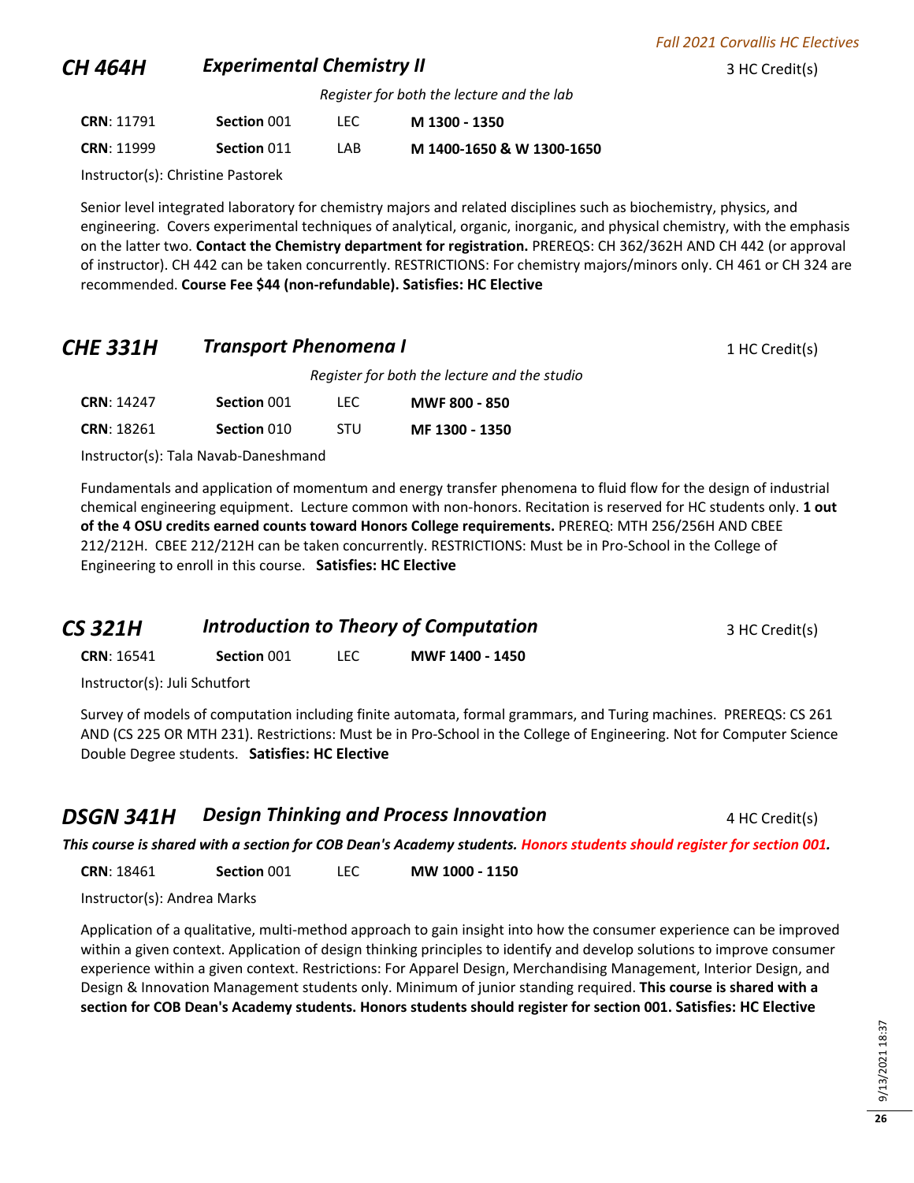## CH 464H — *Experimental Chemistry II* — 3 HC Credit(s)

*Register for both the lecture and the lab*

| CRN | Section | Type | Time |
|---|---|---|---|
| **CRN**: 11791 | **Section** 001 | LEC | **M 1300 - 1350** |
| **CRN**: 11999 | **Section** 011 | LAB | **M 1400-1650 & W 1300-1650** |

Instructor(s): Christine Pastorek

Senior level integrated laboratory for chemistry majors and related disciplines such as biochemistry, physics, and engineering. Covers experimental techniques of analytical, organic, inorganic, and physical chemistry, with the emphasis on the latter two. **Contact the Chemistry department for registration.** PREREQS: CH 362/362H AND CH 442 (or approval of instructor). CH 442 can be taken concurrently. RESTRICTIONS: For chemistry majors/minors only. CH 461 or CH 324 are recommended. **Course Fee $44 (non-refundable). Satisfies: HC Elective**

## CHE 331H — *Transport Phenomena I* — 1 HC Credit(s)

*Register for both the lecture and the studio*

| CRN | Section | Type | Time |
|---|---|---|---|
| **CRN**: 14247 | **Section** 001 | LEC | **MWF 800 - 850** |
| **CRN**: 18261 | **Section** 010 | STU | **MF 1300 - 1350** |

Instructor(s): Tala Navab-Daneshmand

Fundamentals and application of momentum and energy transfer phenomena to fluid flow for the design of industrial chemical engineering equipment. Lecture common with non-honors. Recitation is reserved for HC students only. **1 out of the 4 OSU credits earned counts toward Honors College requirements.** PREREQ: MTH 256/256H AND CBEE 212/212H. CBEE 212/212H can be taken concurrently. RESTRICTIONS: Must be in Pro-School in the College of Engineering to enroll in this course. **Satisfies: HC Elective**

## CS 321H — *Introduction to Theory of Computation* — 3 HC Credit(s)

| CRN | Section | Type | Time |
|---|---|---|---|
| **CRN**: 16541 | **Section** 001 | LEC | **MWF 1400 - 1450** |

Instructor(s): Juli Schutfort

Survey of models of computation including finite automata, formal grammars, and Turing machines. PREREQS: CS 261 AND (CS 225 OR MTH 231). Restrictions: Must be in Pro-School in the College of Engineering. Not for Computer Science Double Degree students. **Satisfies: HC Elective**

## DSGN 341H — *Design Thinking and Process Innovation* — 4 HC Credit(s)

***This course is shared with a section for COB Dean's Academy students. Honors students should register for section 001.***

| CRN | Section | Type | Time |
|---|---|---|---|
| **CRN**: 18461 | **Section** 001 | LEC | **MW 1000 - 1150** |

Instructor(s): Andrea Marks

Application of a qualitative, multi-method approach to gain insight into how the consumer experience can be improved within a given context. Application of design thinking principles to identify and develop solutions to improve consumer experience within a given context. Restrictions: For Apparel Design, Merchandising Management, Interior Design, and Design & Innovation Management students only. Minimum of junior standing required. **This course is shared with a section for COB Dean's Academy students. Honors students should register for section 001. Satisfies: HC Elective**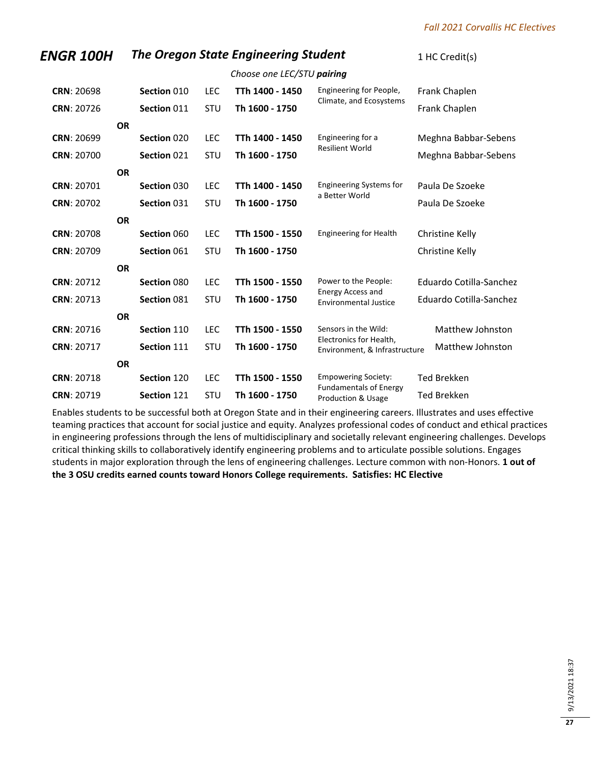## ENGR 100H The Oregon State Engineering Student

1 HC Credit(s)

*Choose one LEC/STU **pairing***

| CRN | Section | Type | Time | Topic | Instructor |
|---|---|---|---|---|---|
| **CRN**: 20698 | **Section** 010 | LEC | **TTh 1400 - 1450** | Engineering for People, Climate, and Ecosystems | Frank Chaplen |
| **CRN**: 20726 | **Section** 011 | STU | **Th 1600 - 1750** | | Frank Chaplen |
| **OR** | | | | | |
| **CRN**: 20699 | **Section** 020 | LEC | **TTh 1400 - 1450** | Engineering for a Resilient World | Meghna Babbar-Sebens |
| **CRN**: 20700 | **Section** 021 | STU | **Th 1600 - 1750** | | Meghna Babbar-Sebens |
| **OR** | | | | | |
| **CRN**: 20701 | **Section** 030 | LEC | **TTh 1400 - 1450** | Engineering Systems for a Better World | Paula De Szoeke |
| **CRN**: 20702 | **Section** 031 | STU | **Th 1600 - 1750** | | Paula De Szoeke |
| **OR** | | | | | |
| **CRN**: 20708 | **Section** 060 | LEC | **TTh 1500 - 1550** | Engineering for Health | Christine Kelly |
| **CRN**: 20709 | **Section** 061 | STU | **Th 1600 - 1750** | | Christine Kelly |
| **OR** | | | | | |
| **CRN**: 20712 | **Section** 080 | LEC | **TTh 1500 - 1550** | Power to the People: Energy Access and Environmental Justice | Eduardo Cotilla-Sanchez |
| **CRN**: 20713 | **Section** 081 | STU | **Th 1600 - 1750** | | Eduardo Cotilla-Sanchez |
| **OR** | | | | | |
| **CRN**: 20716 | **Section** 110 | LEC | **TTh 1500 - 1550** | Sensors in the Wild: Electronics for Health, Environment, & Infrastructure | Matthew Johnston |
| **CRN**: 20717 | **Section** 111 | STU | **Th 1600 - 1750** | | Matthew Johnston |
| **OR** | | | | | |
| **CRN**: 20718 | **Section** 120 | LEC | **TTh 1500 - 1550** | Empowering Society: Fundamentals of Energy Production & Usage | Ted Brekken |
| **CRN**: 20719 | **Section** 121 | STU | **Th 1600 - 1750** | | Ted Brekken |

Enables students to be successful both at Oregon State and in their engineering careers. Illustrates and uses effective teaming practices that account for social justice and equity. Analyzes professional codes of conduct and ethical practices in engineering professions through the lens of multidisciplinary and societally relevant engineering challenges. Develops critical thinking skills to collaboratively identify engineering problems and to articulate possible solutions. Engages students in major exploration through the lens of engineering challenges. Lecture common with non-Honors. **1 out of the 3 OSU credits earned counts toward Honors College requirements. Satisfies: HC Elective**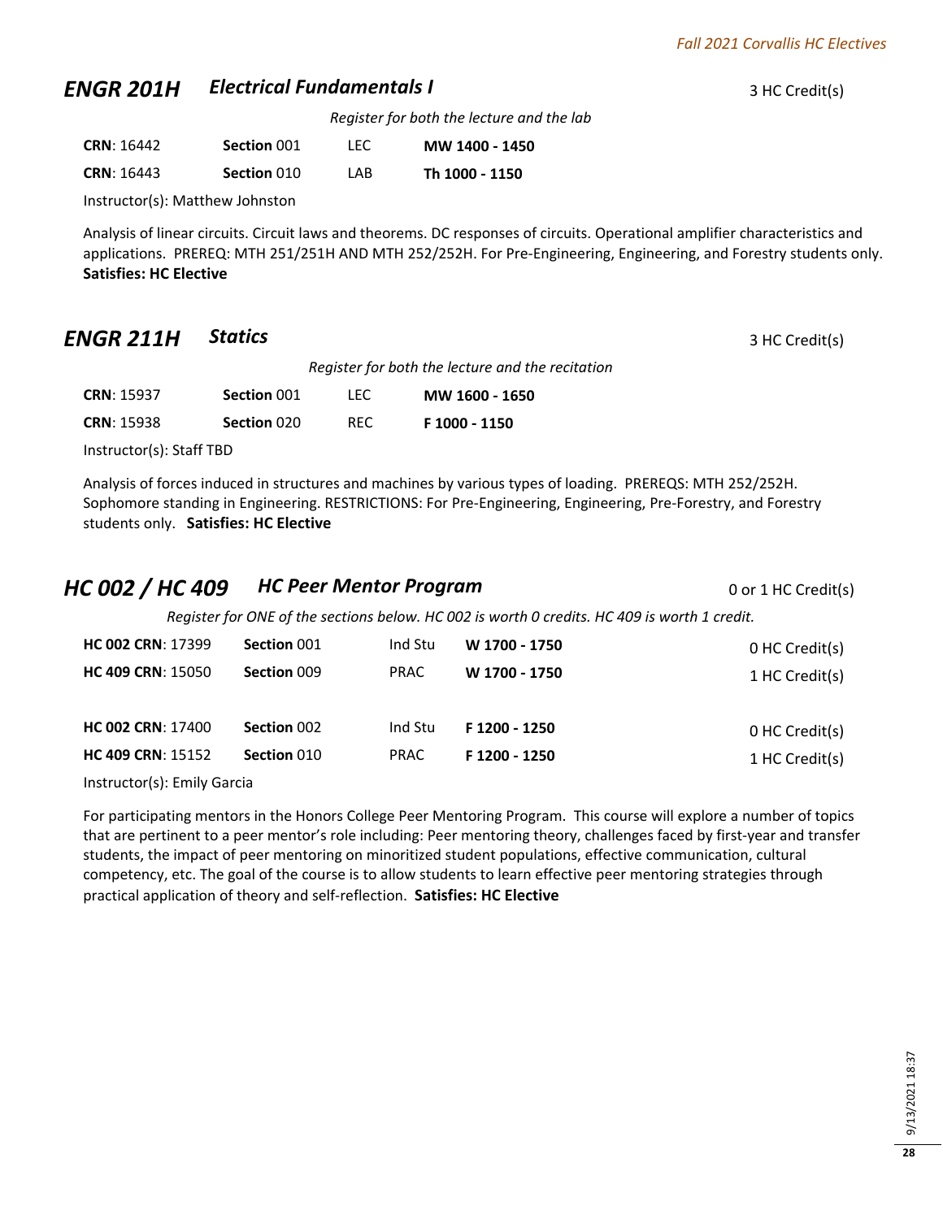## *ENGR 201H* *Electrical Fundamentals I*

3 HC Credit(s)

*Register for both the lecture and the lab*

| | | | |
|---|---|---|---|
| **CRN**: 16442 | **Section** 001 | LEC | **MW 1400 - 1450** |
| **CRN**: 16443 | **Section** 010 | LAB | **Th 1000 - 1150** |

Instructor(s): Matthew Johnston

Analysis of linear circuits. Circuit laws and theorems. DC responses of circuits. Operational amplifier characteristics and applications. PREREQ: MTH 251/251H AND MTH 252/252H. For Pre-Engineering, Engineering, and Forestry students only. **Satisfies: HC Elective**

## *ENGR 211H* *Statics*

3 HC Credit(s)

*Register for both the lecture and the recitation*

| | | | |
|---|---|---|---|
| **CRN**: 15937 | **Section** 001 | LEC | **MW 1600 - 1650** |
| **CRN**: 15938 | **Section** 020 | REC | **F 1000 - 1150** |

Instructor(s): Staff TBD

Analysis of forces induced in structures and machines by various types of loading. PREREQS: MTH 252/252H. Sophomore standing in Engineering. RESTRICTIONS: For Pre-Engineering, Engineering, Pre-Forestry, and Forestry students only. **Satisfies: HC Elective**

## *HC 002 / HC 409* *HC Peer Mentor Program*

0 or 1 HC Credit(s)

*Register for ONE of the sections below. HC 002 is worth 0 credits. HC 409 is worth 1 credit.*

| | | | | |
|---|---|---|---|---|
| **HC 002 CRN**: 17399 | **Section** 001 | Ind Stu | **W 1700 - 1750** | 0 HC Credit(s) |
| **HC 409 CRN**: 15050 | **Section** 009 | PRAC | **W 1700 - 1750** | 1 HC Credit(s) |
| **HC 002 CRN**: 17400 | **Section** 002 | Ind Stu | **F 1200 - 1250** | 0 HC Credit(s) |
| **HC 409 CRN**: 15152 | **Section** 010 | PRAC | **F 1200 - 1250** | 1 HC Credit(s) |

Instructor(s): Emily Garcia

For participating mentors in the Honors College Peer Mentoring Program. This course will explore a number of topics that are pertinent to a peer mentor's role including: Peer mentoring theory, challenges faced by first-year and transfer students, the impact of peer mentoring on minoritized student populations, effective communication, cultural competency, etc. The goal of the course is to allow students to learn effective peer mentoring strategies through practical application of theory and self-reflection. **Satisfies: HC Elective**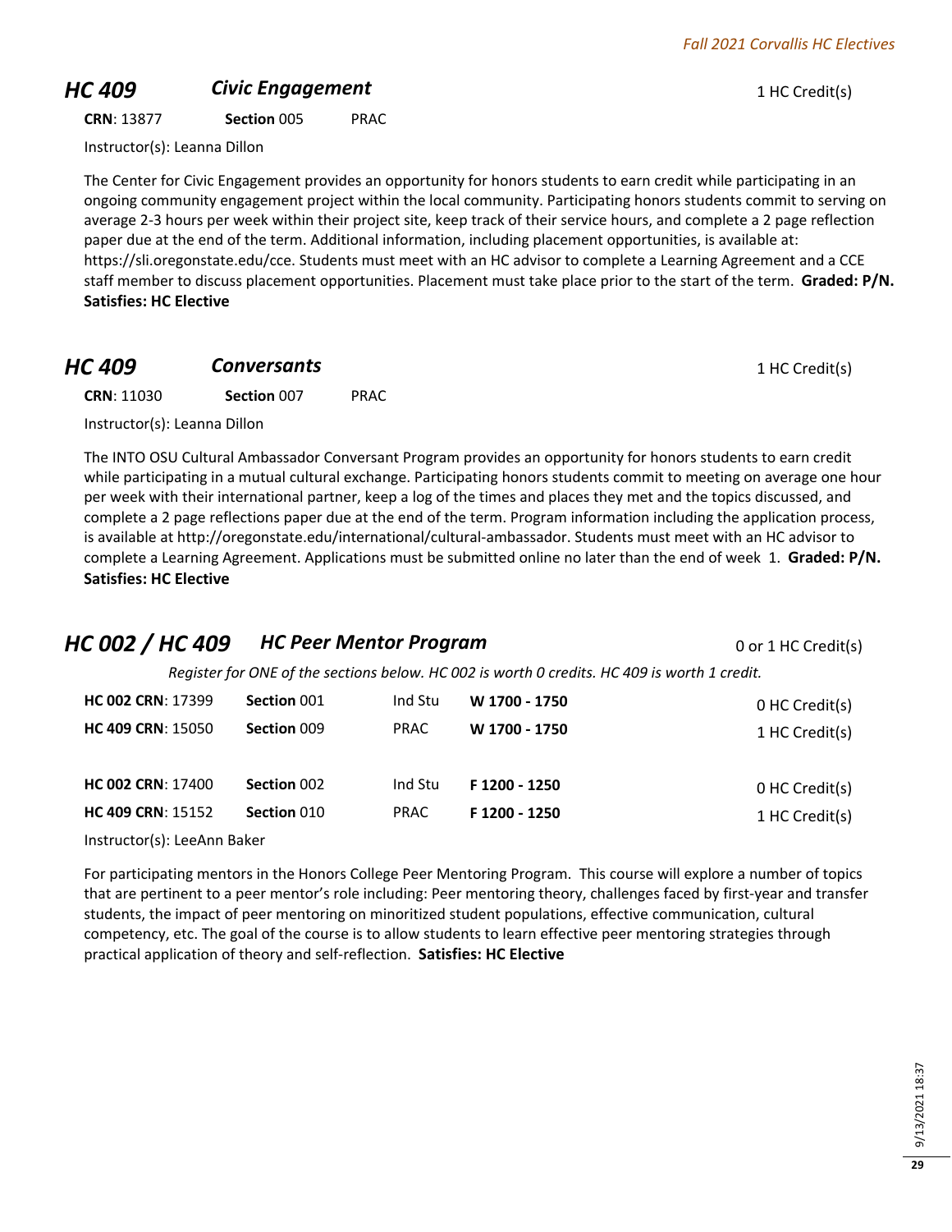## HC 409 *Civic Engagement*

1 HC Credit(s)

**CRN**: 13877 **Section** 005 PRAC

Instructor(s): Leanna Dillon

The Center for Civic Engagement provides an opportunity for honors students to earn credit while participating in an ongoing community engagement project within the local community. Participating honors students commit to serving on average 2-3 hours per week within their project site, keep track of their service hours, and complete a 2 page reflection paper due at the end of the term. Additional information, including placement opportunities, is available at: https://sli.oregonstate.edu/cce. Students must meet with an HC advisor to complete a Learning Agreement and a CCE staff member to discuss placement opportunities. Placement must take place prior to the start of the term. **Graded: P/N. Satisfies: HC Elective**

## HC 409 *Conversants*

1 HC Credit(s)

**CRN**: 11030 **Section** 007 PRAC

Instructor(s): Leanna Dillon

The INTO OSU Cultural Ambassador Conversant Program provides an opportunity for honors students to earn credit while participating in a mutual cultural exchange. Participating honors students commit to meeting on average one hour per week with their international partner, keep a log of the times and places they met and the topics discussed, and complete a 2 page reflections paper due at the end of the term. Program information including the application process, is available at http://oregonstate.edu/international/cultural-ambassador. Students must meet with an HC advisor to complete a Learning Agreement. Applications must be submitted online no later than the end of week 1. **Graded: P/N. Satisfies: HC Elective**

## HC 002 / HC 409 *HC Peer Mentor Program*

0 or 1 HC Credit(s)

*Register for ONE of the sections below. HC 002 is worth 0 credits. HC 409 is worth 1 credit.*

| Course / CRN | Section | Type | Time | Credits |
|---|---|---|---|---|
| **HC 002 CRN**: 17399 | **Section** 001 | Ind Stu | **W 1700 - 1750** | 0 HC Credit(s) |
| **HC 409 CRN**: 15050 | **Section** 009 | PRAC | **W 1700 - 1750** | 1 HC Credit(s) |
| **HC 002 CRN**: 17400 | **Section** 002 | Ind Stu | **F 1200 - 1250** | 0 HC Credit(s) |
| **HC 409 CRN**: 15152 | **Section** 010 | PRAC | **F 1200 - 1250** | 1 HC Credit(s) |

Instructor(s): LeeAnn Baker

For participating mentors in the Honors College Peer Mentoring Program. This course will explore a number of topics that are pertinent to a peer mentor's role including: Peer mentoring theory, challenges faced by first-year and transfer students, the impact of peer mentoring on minoritized student populations, effective communication, cultural competency, etc. The goal of the course is to allow students to learn effective peer mentoring strategies through practical application of theory and self-reflection. **Satisfies: HC Elective**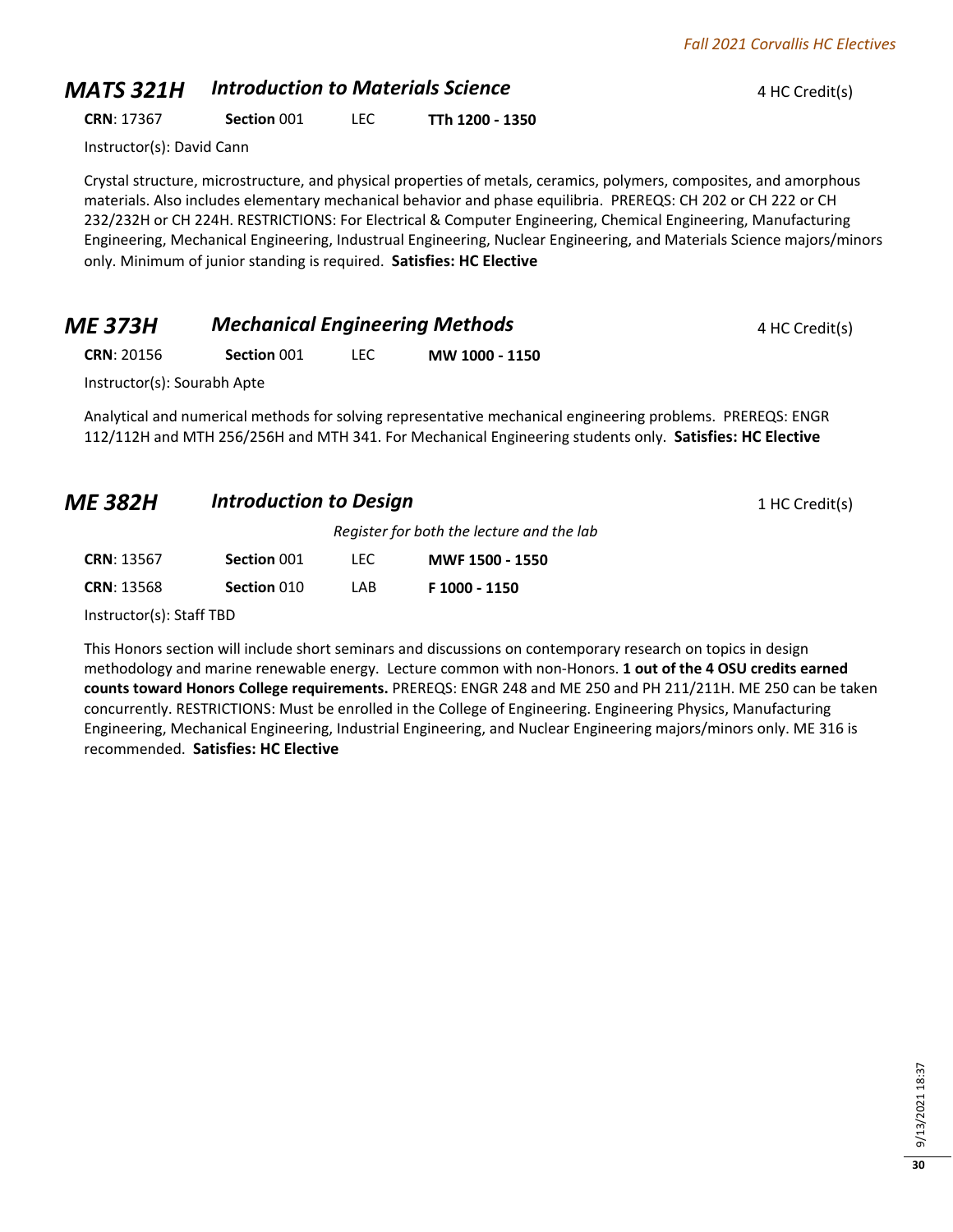## MATS 321H *Introduction to Materials Science*

4 HC Credit(s)

| **CRN**: 17367 | **Section** 001 | LEC | **TTh 1200 - 1350** |
|---|---|---|---|

Instructor(s): David Cann

Crystal structure, microstructure, and physical properties of metals, ceramics, polymers, composites, and amorphous materials. Also includes elementary mechanical behavior and phase equilibria. PREREQS: CH 202 or CH 222 or CH 232/232H or CH 224H. RESTRICTIONS: For Electrical & Computer Engineering, Chemical Engineering, Manufacturing Engineering, Mechanical Engineering, Industrual Engineering, Nuclear Engineering, and Materials Science majors/minors only. Minimum of junior standing is required. **Satisfies: HC Elective**

## ME 373H *Mechanical Engineering Methods*

4 HC Credit(s)

| **CRN**: 20156 | **Section** 001 | LEC | **MW 1000 - 1150** |
|---|---|---|---|

Instructor(s): Sourabh Apte

Analytical and numerical methods for solving representative mechanical engineering problems. PREREQS: ENGR 112/112H and MTH 256/256H and MTH 341. For Mechanical Engineering students only. **Satisfies: HC Elective**

## ME 382H *Introduction to Design*

1 HC Credit(s)

*Register for both the lecture and the lab*

| **CRN**: 13567 | **Section** 001 | LEC | **MWF 1500 - 1550** |
|---|---|---|---|
| **CRN**: 13568 | **Section** 010 | LAB | **F 1000 - 1150** |

Instructor(s): Staff TBD

This Honors section will include short seminars and discussions on contemporary research on topics in design methodology and marine renewable energy. Lecture common with non-Honors. **1 out of the 4 OSU credits earned counts toward Honors College requirements.** PREREQS: ENGR 248 and ME 250 and PH 211/211H. ME 250 can be taken concurrently. RESTRICTIONS: Must be enrolled in the College of Engineering. Engineering Physics, Manufacturing Engineering, Mechanical Engineering, Industrial Engineering, and Nuclear Engineering majors/minors only. ME 316 is recommended. **Satisfies: HC Elective**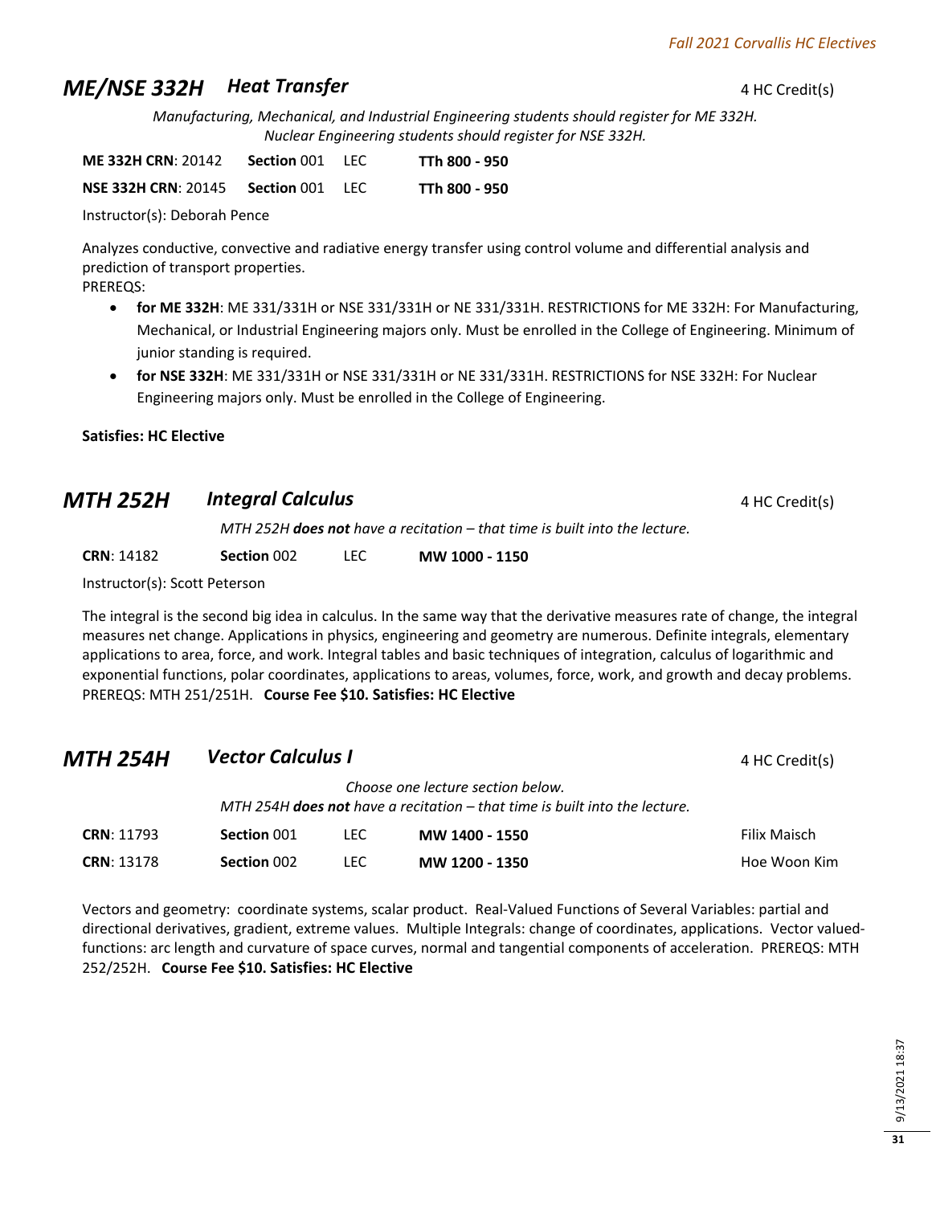## ME/NSE 332H Heat Transfer

4 HC Credit(s)

*Manufacturing, Mechanical, and Industrial Engineering students should register for ME 332H. Nuclear Engineering students should register for NSE 332H.*

| | | | |
|---|---|---|---|
| **ME 332H CRN**: 20142 | **Section** 001 | LEC | **TTh 800 - 950** |
| **NSE 332H CRN**: 20145 | **Section** 001 | LEC | **TTh 800 - 950** |

Instructor(s): Deborah Pence

Analyzes conductive, convective and radiative energy transfer using control volume and differential analysis and prediction of transport properties.

PREREQS:

- **for ME 332H**: ME 331/331H or NSE 331/331H or NE 331/331H. RESTRICTIONS for ME 332H: For Manufacturing, Mechanical, or Industrial Engineering majors only. Must be enrolled in the College of Engineering. Minimum of junior standing is required.
- **for NSE 332H**: ME 331/331H or NSE 331/331H or NE 331/331H. RESTRICTIONS for NSE 332H: For Nuclear Engineering majors only. Must be enrolled in the College of Engineering.

**Satisfies: HC Elective**

## MTH 252H Integral Calculus

4 HC Credit(s)

*MTH 252H **does not** have a recitation – that time is built into the lecture.*

| | | | |
|---|---|---|---|
| **CRN**: 14182 | **Section** 002 | LEC | **MW 1000 - 1150** |

Instructor(s): Scott Peterson

The integral is the second big idea in calculus. In the same way that the derivative measures rate of change, the integral measures net change. Applications in physics, engineering and geometry are numerous. Definite integrals, elementary applications to area, force, and work. Integral tables and basic techniques of integration, calculus of logarithmic and exponential functions, polar coordinates, applications to areas, volumes, force, work, and growth and decay problems. PREREQS: MTH 251/251H. **Course Fee $10. Satisfies: HC Elective**

## MTH 254H Vector Calculus I

4 HC Credit(s)

*Choose one lecture section below.*
*MTH 254H **does not** have a recitation – that time is built into the lecture.*

| | | | | |
|---|---|---|---|---|
| **CRN**: 11793 | **Section** 001 | LEC | **MW 1400 - 1550** | Filix Maisch |
| **CRN**: 13178 | **Section** 002 | LEC | **MW 1200 - 1350** | Hoe Woon Kim |

Vectors and geometry: coordinate systems, scalar product. Real-Valued Functions of Several Variables: partial and directional derivatives, gradient, extreme values. Multiple Integrals: change of coordinates, applications. Vector valued-functions: arc length and curvature of space curves, normal and tangential components of acceleration. PREREQS: MTH 252/252H. **Course Fee $10. Satisfies: HC Elective**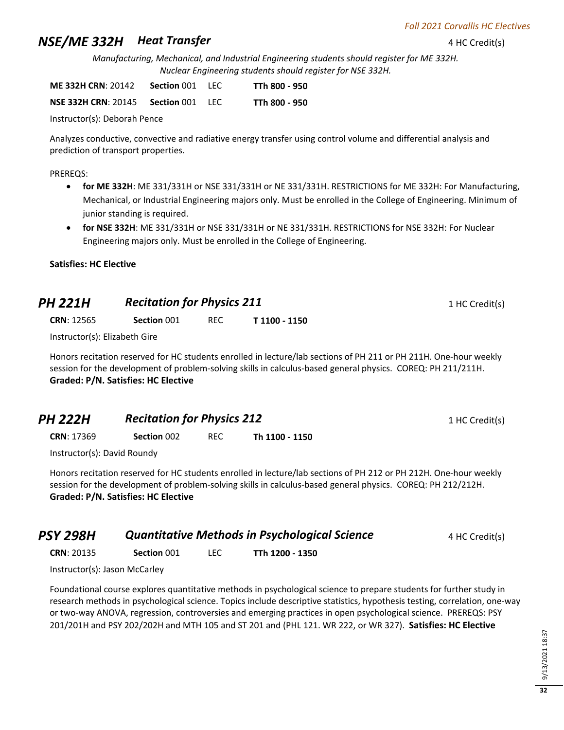## NSE/ME 332H *Heat Transfer*

4 HC Credit(s)

*Manufacturing, Mechanical, and Industrial Engineering students should register for ME 332H. Nuclear Engineering students should register for NSE 332H.*

**ME 332H CRN**: 20142 **Section** 001 LEC **TTh 800 - 950**

**NSE 332H CRN**: 20145 **Section** 001 LEC **TTh 800 - 950**

Instructor(s): Deborah Pence

Analyzes conductive, convective and radiative energy transfer using control volume and differential analysis and prediction of transport properties.

PREREQS:

- **for ME 332H**: ME 331/331H or NSE 331/331H or NE 331/331H. RESTRICTIONS for ME 332H: For Manufacturing, Mechanical, or Industrial Engineering majors only. Must be enrolled in the College of Engineering. Minimum of junior standing is required.
- **for NSE 332H**: ME 331/331H or NSE 331/331H or NE 331/331H. RESTRICTIONS for NSE 332H: For Nuclear Engineering majors only. Must be enrolled in the College of Engineering.

**Satisfies: HC Elective**

## PH 221H *Recitation for Physics 211*

1 HC Credit(s)

**CRN**: 12565 **Section** 001 REC **T 1100 - 1150**

Instructor(s): Elizabeth Gire

Honors recitation reserved for HC students enrolled in lecture/lab sections of PH 211 or PH 211H. One-hour weekly session for the development of problem-solving skills in calculus-based general physics. COREQ: PH 211/211H.
**Graded: P/N. Satisfies: HC Elective**

## PH 222H *Recitation for Physics 212*

1 HC Credit(s)

**CRN**: 17369 **Section** 002 REC **Th 1100 - 1150**

Instructor(s): David Roundy

Honors recitation reserved for HC students enrolled in lecture/lab sections of PH 212 or PH 212H. One-hour weekly session for the development of problem-solving skills in calculus-based general physics. COREQ: PH 212/212H.
**Graded: P/N. Satisfies: HC Elective**

## PSY 298H *Quantitative Methods in Psychological Science*

4 HC Credit(s)

**CRN**: 20135 **Section** 001 LEC **TTh 1200 - 1350**

Instructor(s): Jason McCarley

Foundational course explores quantitative methods in psychological science to prepare students for further study in research methods in psychological science. Topics include descriptive statistics, hypothesis testing, correlation, one-way or two-way ANOVA, regression, controversies and emerging practices in open psychological science. PREREQS: PSY 201/201H and PSY 202/202H and MTH 105 and ST 201 and (PHL 121. WR 222, or WR 327). **Satisfies: HC Elective**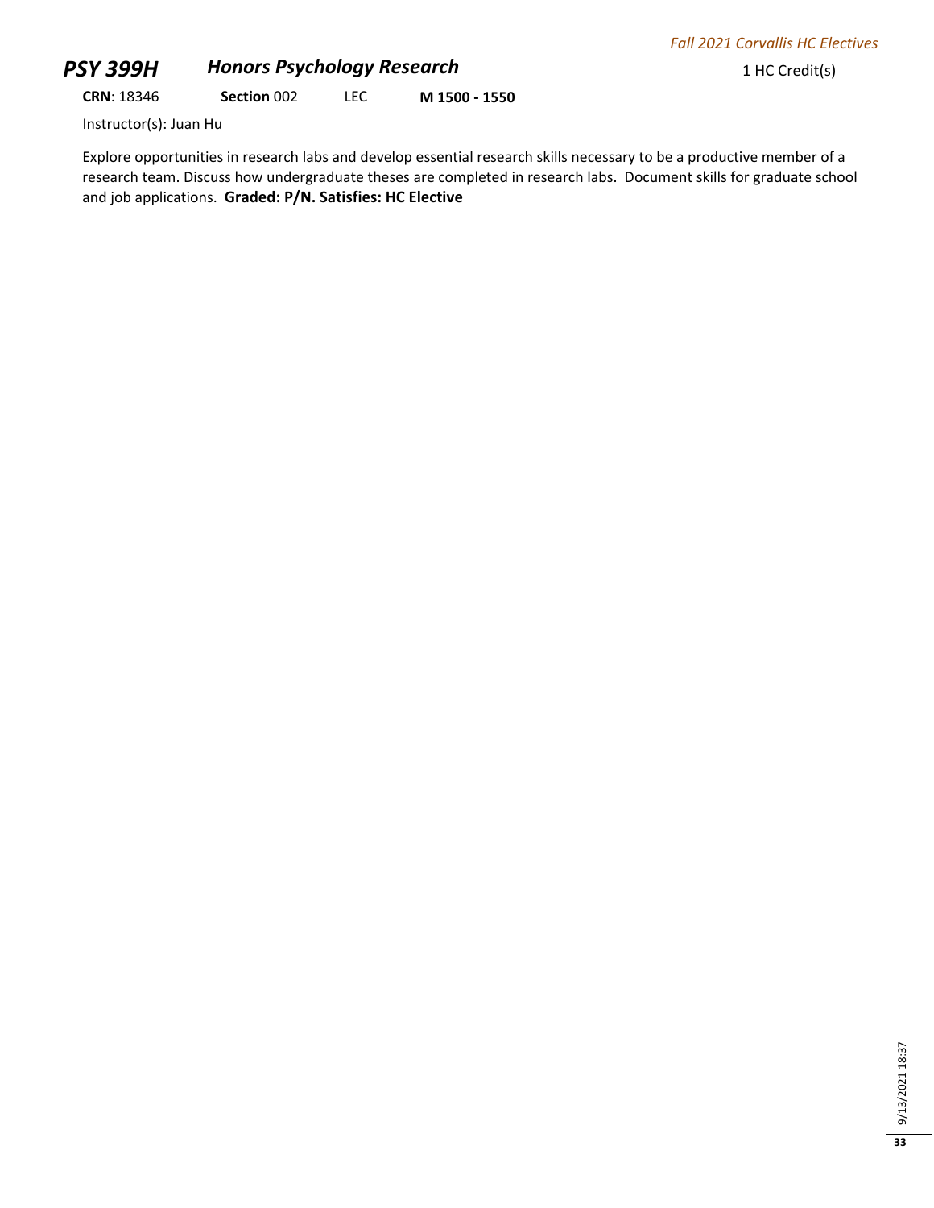## *PSY 399H* *Honors Psychology Research* 1 HC Credit(s)

**CRN**: 18346 **Section** 002 LEC **M 1500 - 1550**

Instructor(s): Juan Hu

Explore opportunities in research labs and develop essential research skills necessary to be a productive member of a research team. Discuss how undergraduate theses are completed in research labs. Document skills for graduate school and job applications. **Graded: P/N. Satisfies: HC Elective**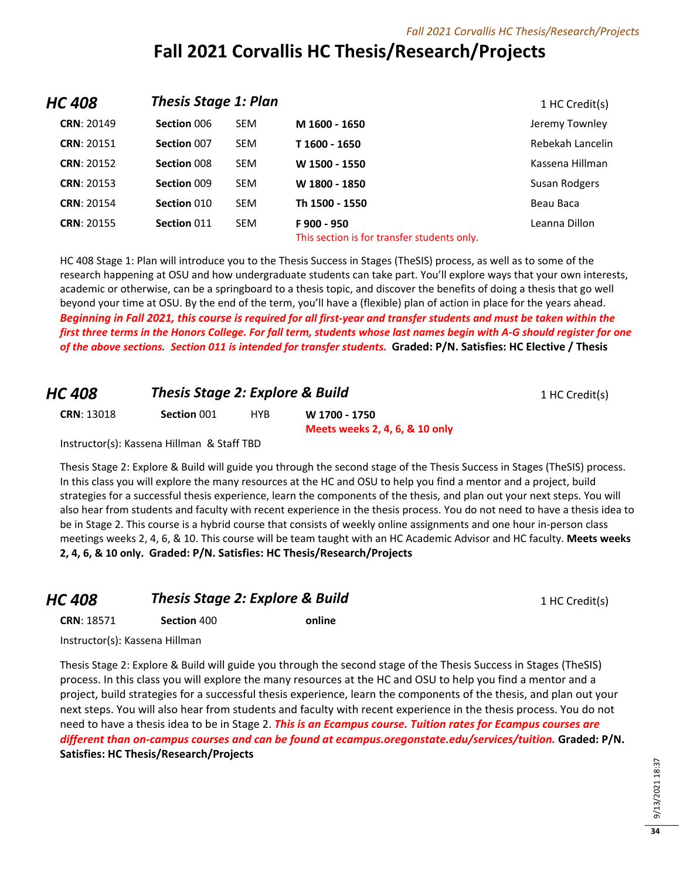# Fall 2021 Corvallis HC Thesis/Research/Projects

## HC 408 — *Thesis Stage 1: Plan* — 1 HC Credit(s)

| CRN | Section | Type | Time | Instructor |
|---|---|---|---|---|
| **CRN**: 20149 | **Section** 006 | SEM | **M 1600 - 1650** | Jeremy Townley |
| **CRN**: 20151 | **Section** 007 | SEM | **T 1600 - 1650** | Rebekah Lancelin |
| **CRN**: 20152 | **Section** 008 | SEM | **W 1500 - 1550** | Kassena Hillman |
| **CRN**: 20153 | **Section** 009 | SEM | **W 1800 - 1850** | Susan Rodgers |
| **CRN**: 20154 | **Section** 010 | SEM | **Th 1500 - 1550** | Beau Baca |
| **CRN**: 20155 | **Section** 011 | SEM | **F 900 - 950** This section is for transfer students only. | Leanna Dillon |

HC 408 Stage 1: Plan will introduce you to the Thesis Success in Stages (TheSIS) process, as well as to some of the research happening at OSU and how undergraduate students can take part. You'll explore ways that your own interests, academic or otherwise, can be a springboard to a thesis topic, and discover the benefits of doing a thesis that go well beyond your time at OSU. By the end of the term, you'll have a (flexible) plan of action in place for the years ahead. ***Beginning in Fall 2021, this course is required for all first-year and transfer students and must be taken within the first three terms in the Honors College. For fall term, students whose last names begin with A-G should register for one of the above sections. Section 011 is intended for transfer students.*** **Graded: P/N. Satisfies: HC Elective / Thesis**

## HC 408 — *Thesis Stage 2: Explore & Build* — 1 HC Credit(s)

**CRN**: 13018 — **Section** 001 — HYB — **W 1700 - 1750** — **Meets weeks 2, 4, 6, & 10 only**

Instructor(s): Kassena Hillman & Staff TBD

Thesis Stage 2: Explore & Build will guide you through the second stage of the Thesis Success in Stages (TheSIS) process. In this class you will explore the many resources at the HC and OSU to help you find a mentor and a project, build strategies for a successful thesis experience, learn the components of the thesis, and plan out your next steps. You will also hear from students and faculty with recent experience in the thesis process. You do not need to have a thesis idea to be in Stage 2. This course is a hybrid course that consists of weekly online assignments and one hour in-person class meetings weeks 2, 4, 6, & 10. This course will be team taught with an HC Academic Advisor and HC faculty. **Meets weeks 2, 4, 6, & 10 only. Graded: P/N. Satisfies: HC Thesis/Research/Projects**

## HC 408 — *Thesis Stage 2: Explore & Build* — 1 HC Credit(s)

**CRN**: 18571 — **Section** 400 — **online**

Instructor(s): Kassena Hillman

Thesis Stage 2: Explore & Build will guide you through the second stage of the Thesis Success in Stages (TheSIS) process. In this class you will explore the many resources at the HC and OSU to help you find a mentor and a project, build strategies for a successful thesis experience, learn the components of the thesis, and plan out your next steps. You will also hear from students and faculty with recent experience in the thesis process. You do not need to have a thesis idea to be in Stage 2. ***This is an Ecampus course. Tuition rates for Ecampus courses are different than on-campus courses and can be found at ecampus.oregonstate.edu/services/tuition.*** **Graded: P/N. Satisfies: HC Thesis/Research/Projects**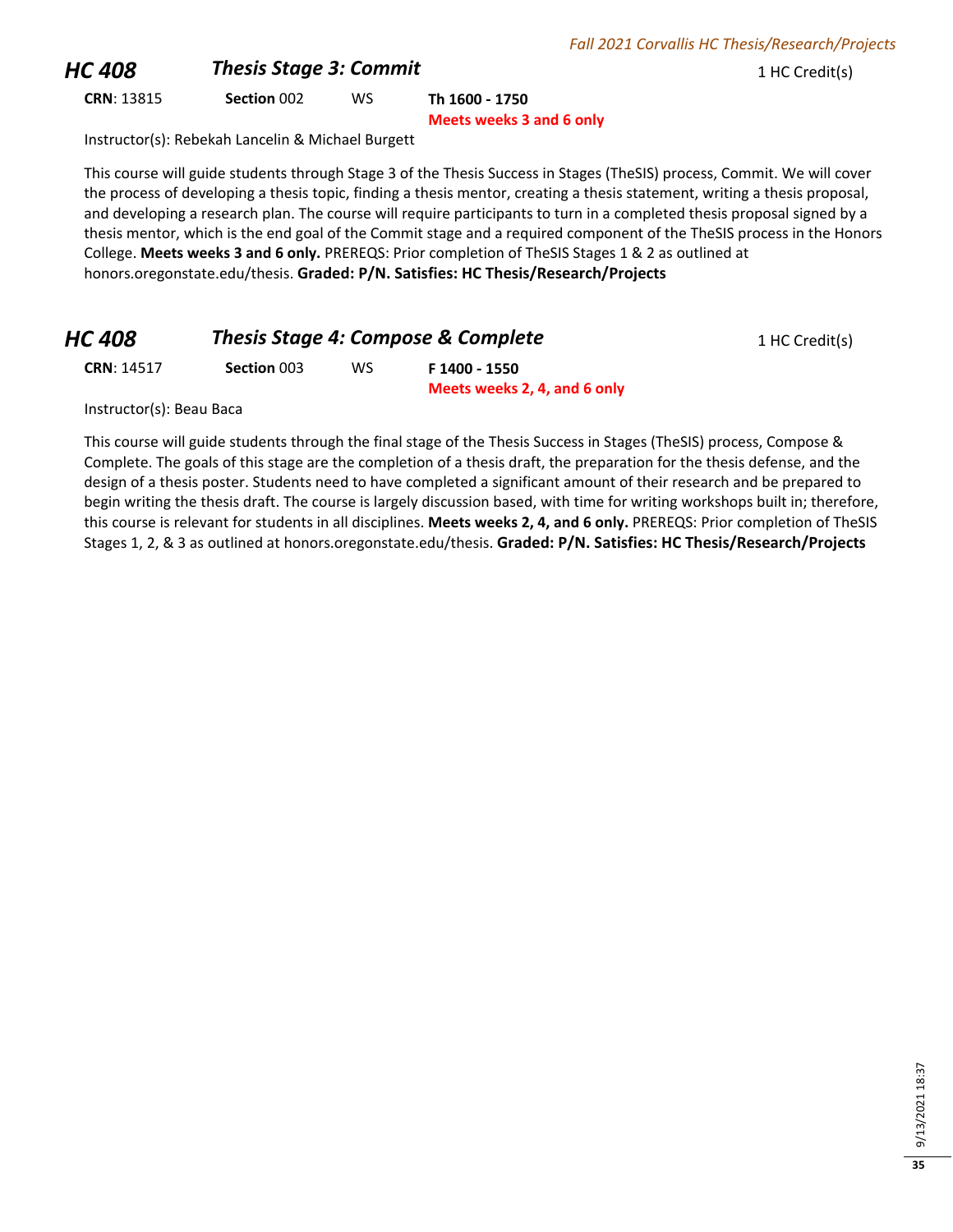## HC 408 — *Thesis Stage 3: Commit* — 1 HC Credit(s)

**CRN**: 13815 **Section** 002 WS **Th 1600 - 1750**
**Meets weeks 3 and 6 only**

Instructor(s): Rebekah Lancelin & Michael Burgett

This course will guide students through Stage 3 of the Thesis Success in Stages (TheSIS) process, Commit. We will cover the process of developing a thesis topic, finding a thesis mentor, creating a thesis statement, writing a thesis proposal, and developing a research plan. The course will require participants to turn in a completed thesis proposal signed by a thesis mentor, which is the end goal of the Commit stage and a required component of the TheSIS process in the Honors College. **Meets weeks 3 and 6 only.** PREREQS: Prior completion of TheSIS Stages 1 & 2 as outlined at honors.oregonstate.edu/thesis. **Graded: P/N. Satisfies: HC Thesis/Research/Projects**

## HC 408 — *Thesis Stage 4: Compose & Complete* — 1 HC Credit(s)

**CRN**: 14517 **Section** 003 WS **F 1400 - 1550**
**Meets weeks 2, 4, and 6 only**

Instructor(s): Beau Baca

This course will guide students through the final stage of the Thesis Success in Stages (TheSIS) process, Compose & Complete. The goals of this stage are the completion of a thesis draft, the preparation for the thesis defense, and the design of a thesis poster. Students need to have completed a significant amount of their research and be prepared to begin writing the thesis draft. The course is largely discussion based, with time for writing workshops built in; therefore, this course is relevant for students in all disciplines. **Meets weeks 2, 4, and 6 only.** PREREQS: Prior completion of TheSIS Stages 1, 2, & 3 as outlined at honors.oregonstate.edu/thesis. **Graded: P/N. Satisfies: HC Thesis/Research/Projects**